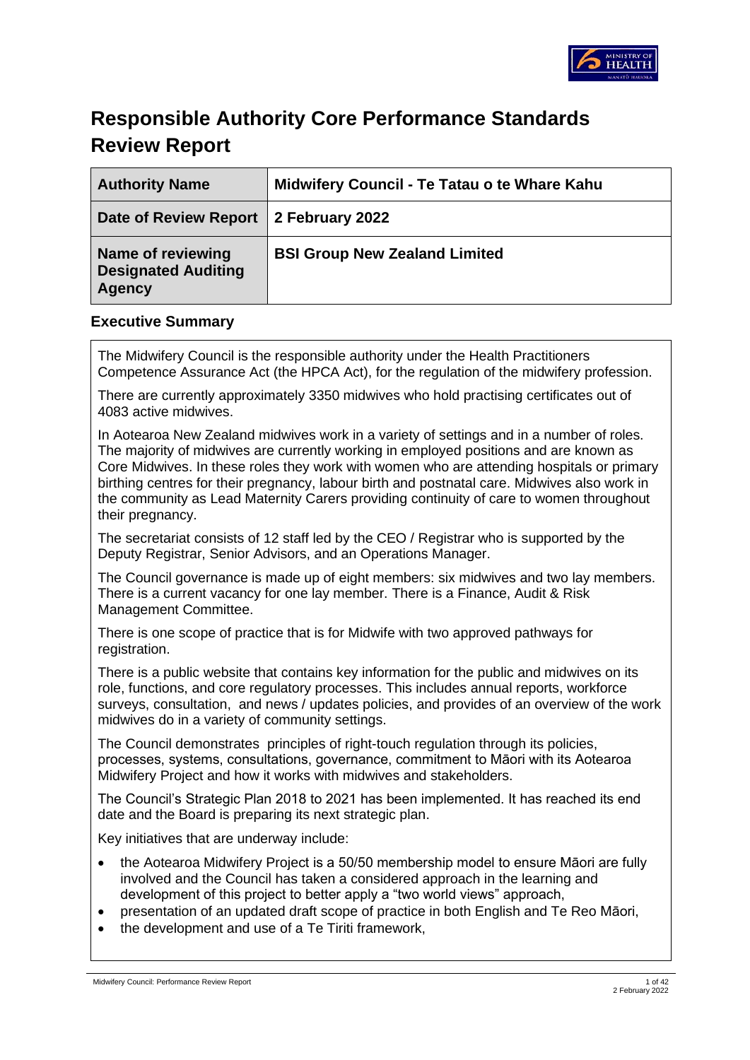# Responsible Authority Core Performance Standards Review Report

| Authority Name | Midwifery Council - Te Tatau o te Whare Kahu |
|---|---|
| Date of Review Report | 2 February 2022 |
| Name of reviewing Designated Auditing Agency | BSI Group New Zealand Limited |

## Executive Summary

The Midwifery Council is the responsible authority under the Health Practitioners Competence Assurance Act (the HPCA Act), for the regulation of the midwifery profession.

There are currently approximately 3350 midwives who hold practising certificates out of 4083 active midwives.

In Aotearoa New Zealand midwives work in a variety of settings and in a number of roles. The majority of midwives are currently working in employed positions and are known as Core Midwives. In these roles they work with women who are attending hospitals or primary birthing centres for their pregnancy, labour birth and postnatal care. Midwives also work in the community as Lead Maternity Carers providing continuity of care to women throughout their pregnancy.

The secretariat consists of 12 staff led by the CEO / Registrar who is supported by the Deputy Registrar, Senior Advisors, and an Operations Manager.

The Council governance is made up of eight members: six midwives and two lay members. There is a current vacancy for one lay member. There is a Finance, Audit & Risk Management Committee.

There is one scope of practice that is for Midwife with two approved pathways for registration.

There is a public website that contains key information for the public and midwives on its role, functions, and core regulatory processes. This includes annual reports, workforce surveys, consultation, and news / updates policies, and provides of an overview of the work midwives do in a variety of community settings.

The Council demonstrates principles of right-touch regulation through its policies, processes, systems, consultations, governance, commitment to Māori with its Aotearoa Midwifery Project and how it works with midwives and stakeholders.

The Council's Strategic Plan 2018 to 2021 has been implemented. It has reached its end date and the Board is preparing its next strategic plan.

Key initiatives that are underway include:

- the Aotearoa Midwifery Project is a 50/50 membership model to ensure Māori are fully involved and the Council has taken a considered approach in the learning and development of this project to better apply a "two world views" approach,
- presentation of an updated draft scope of practice in both English and Te Reo Māori,
- the development and use of a Te Tiriti framework,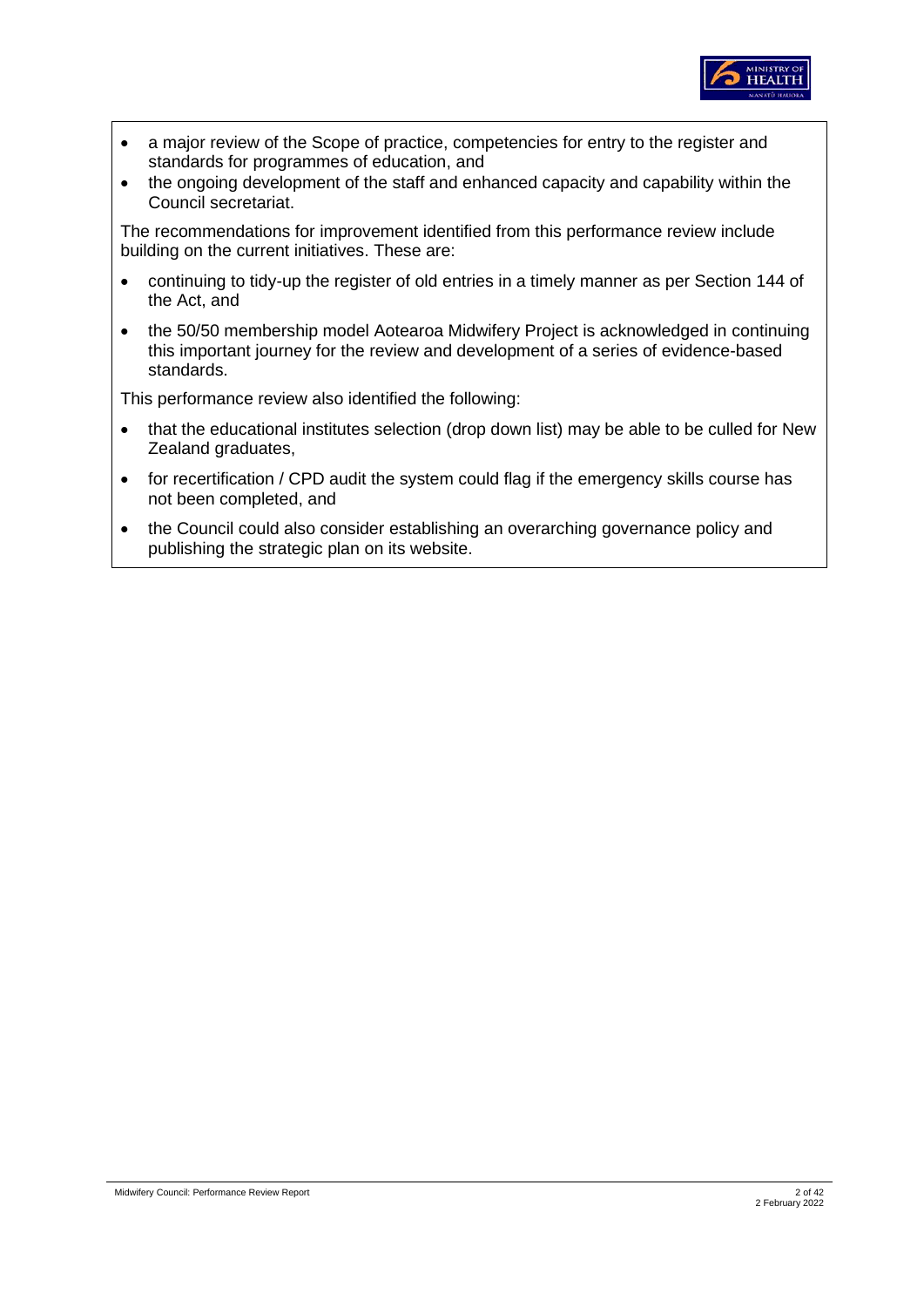- a major review of the Scope of practice, competencies for entry to the register and standards for programmes of education, and
- the ongoing development of the staff and enhanced capacity and capability within the Council secretariat.

The recommendations for improvement identified from this performance review include building on the current initiatives. These are:

- continuing to tidy-up the register of old entries in a timely manner as per Section 144 of the Act, and
- the 50/50 membership model Aotearoa Midwifery Project is acknowledged in continuing this important journey for the review and development of a series of evidence-based standards.

This performance review also identified the following:

- that the educational institutes selection (drop down list) may be able to be culled for New Zealand graduates,
- for recertification / CPD audit the system could flag if the emergency skills course has not been completed, and
- the Council could also consider establishing an overarching governance policy and publishing the strategic plan on its website.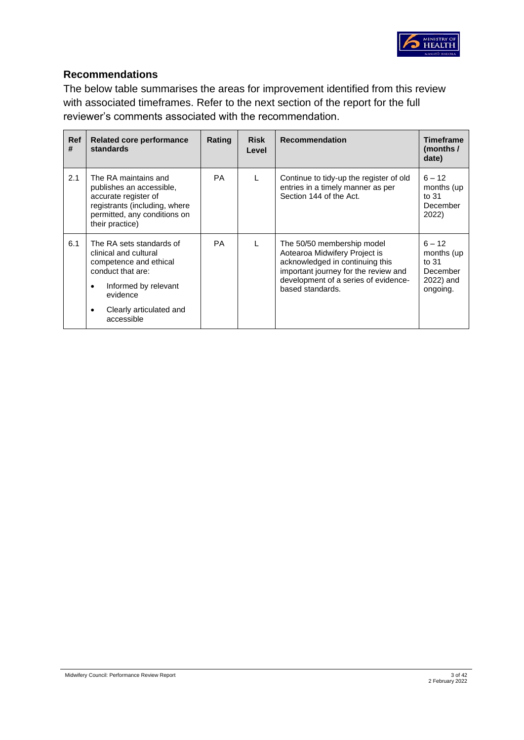## Recommendations

The below table summarises the areas for improvement identified from this review with associated timeframes. Refer to the next section of the report for the full reviewer's comments associated with the recommendation.

| Ref # | Related core performance standards | Rating | Risk Level | Recommendation | Timeframe (months / date) |
|---|---|---|---|---|---|
| 2.1 | The RA maintains and publishes an accessible, accurate register of registrants (including, where permitted, any conditions on their practice) | PA | L | Continue to tidy-up the register of old entries in a timely manner as per Section 144 of the Act. | 6 – 12 months (up to 31 December 2022) |
| 6.1 | The RA sets standards of clinical and cultural competence and ethical conduct that are: <br>• Informed by relevant evidence <br>• Clearly articulated and accessible | PA | L | The 50/50 membership model Aotearoa Midwifery Project is acknowledged in continuing this important journey for the review and development of a series of evidence-based standards. | 6 – 12 months (up to 31 December 2022) and ongoing. |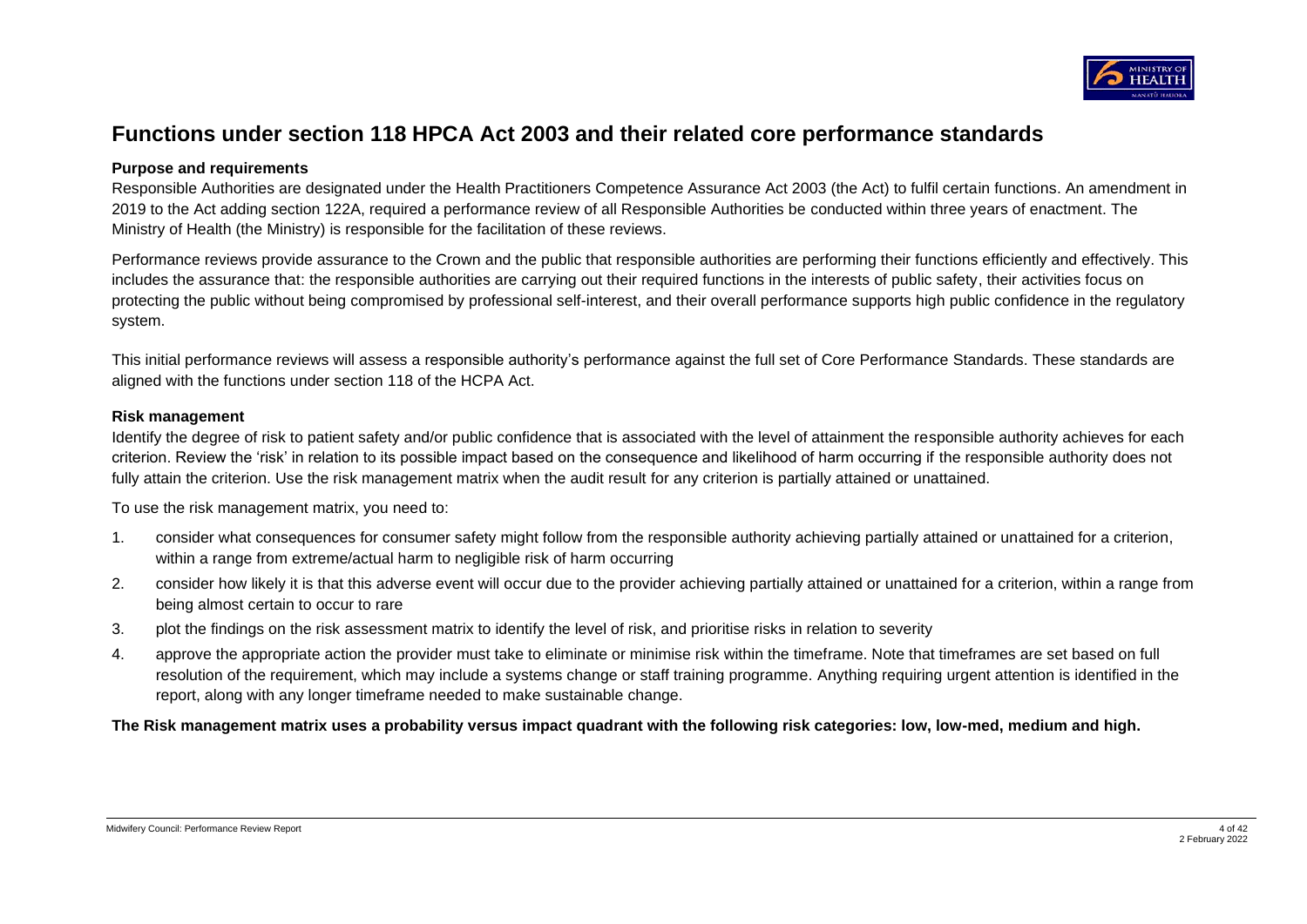# Functions under section 118 HPCA Act 2003 and their related core performance standards

**Purpose and requirements**

Responsible Authorities are designated under the Health Practitioners Competence Assurance Act 2003 (the Act) to fulfil certain functions. An amendment in 2019 to the Act adding section 122A, required a performance review of all Responsible Authorities be conducted within three years of enactment. The Ministry of Health (the Ministry) is responsible for the facilitation of these reviews.

Performance reviews provide assurance to the Crown and the public that responsible authorities are performing their functions efficiently and effectively. This includes the assurance that: the responsible authorities are carrying out their required functions in the interests of public safety, their activities focus on protecting the public without being compromised by professional self-interest, and their overall performance supports high public confidence in the regulatory system.

This initial performance reviews will assess a responsible authority's performance against the full set of Core Performance Standards. These standards are aligned with the functions under section 118 of the HCPA Act.

**Risk management**

Identify the degree of risk to patient safety and/or public confidence that is associated with the level of attainment the responsible authority achieves for each criterion. Review the 'risk' in relation to its possible impact based on the consequence and likelihood of harm occurring if the responsible authority does not fully attain the criterion. Use the risk management matrix when the audit result for any criterion is partially attained or unattained.

To use the risk management matrix, you need to:

1. consider what consequences for consumer safety might follow from the responsible authority achieving partially attained or unattained for a criterion, within a range from extreme/actual harm to negligible risk of harm occurring
2. consider how likely it is that this adverse event will occur due to the provider achieving partially attained or unattained for a criterion, within a range from being almost certain to occur to rare
3. plot the findings on the risk assessment matrix to identify the level of risk, and prioritise risks in relation to severity
4. approve the appropriate action the provider must take to eliminate or minimise risk within the timeframe. Note that timeframes are set based on full resolution of the requirement, which may include a systems change or staff training programme. Anything requiring urgent attention is identified in the report, along with any longer timeframe needed to make sustainable change.

**The Risk management matrix uses a probability versus impact quadrant with the following risk categories: low, low-med, medium and high.**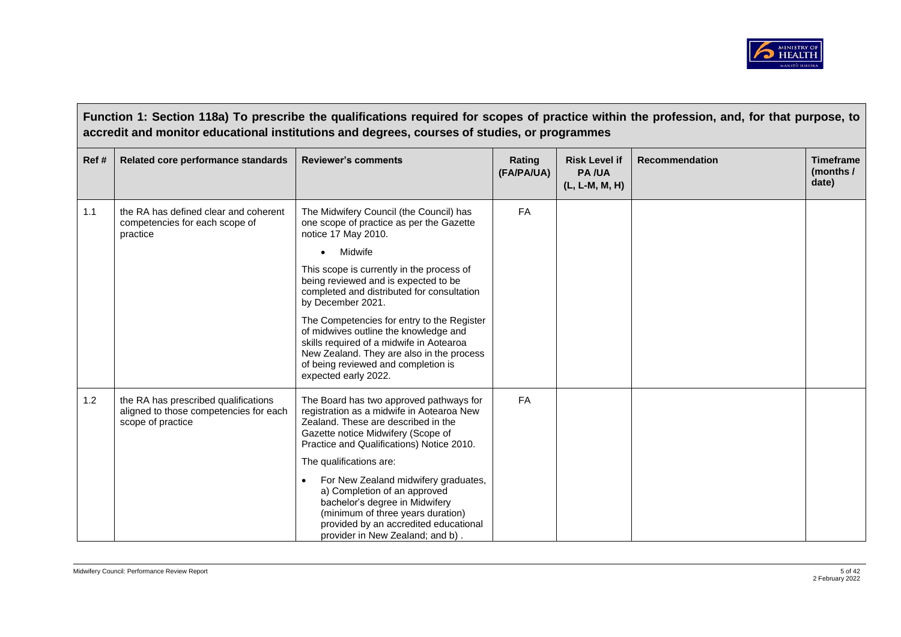## Function 1: Section 118a) To prescribe the qualifications required for scopes of practice within the profession, and, for that purpose, to accredit and monitor educational institutions and degrees, courses of studies, or programmes

| Ref # | Related core performance standards | Reviewer's comments | Rating (FA/PA/UA) | Risk Level if PA /UA (L, L-M, M, H) | Recommendation | Timeframe (months / date) |
|---|---|---|---|---|---|---|
| 1.1 | the RA has defined clear and coherent competencies for each scope of practice | The Midwifery Council (the Council) has one scope of practice as per the Gazette notice 17 May 2010.<br><br>• Midwife<br><br>This scope is currently in the process of being reviewed and is expected to be completed and distributed for consultation by December 2021.<br><br>The Competencies for entry to the Register of midwives outline the knowledge and skills required of a midwife in Aotearoa New Zealand. They are also in the process of being reviewed and completion is expected early 2022. | FA | | | |
| 1.2 | the RA has prescribed qualifications aligned to those competencies for each scope of practice | The Board has two approved pathways for registration as a midwife in Aotearoa New Zealand. These are described in the Gazette notice Midwifery (Scope of Practice and Qualifications) Notice 2010.<br><br>The qualifications are:<br><br>• For New Zealand midwifery graduates, a) Completion of an approved bachelor's degree in Midwifery (minimum of three years duration) provided by an accredited educational provider in New Zealand; and b) . | FA | | | |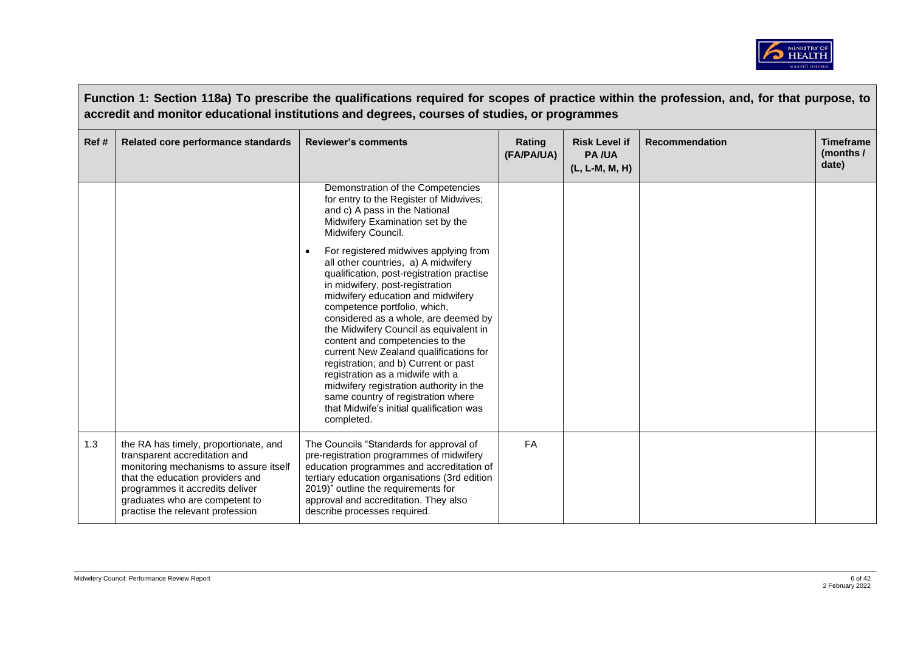**Function 1: Section 118a) To prescribe the qualifications required for scopes of practice within the profession, and, for that purpose, to accredit and monitor educational institutions and degrees, courses of studies, or programmes**

| Ref # | Related core performance standards | Reviewer's comments | Rating (FA/PA/UA) | Risk Level if PA /UA (L, L-M, M, H) | Recommendation | Timeframe (months / date) |
|---|---|---|---|---|---|---|
| | | Demonstration of the Competencies for entry to the Register of Midwives; and c) A pass in the National Midwifery Examination set by the Midwifery Council.<br><br>• For registered midwives applying from all other countries, a) A midwifery qualification, post-registration practise in midwifery, post-registration midwifery education and midwifery competence portfolio, which, considered as a whole, are deemed by the Midwifery Council as equivalent in content and competencies to the current New Zealand qualifications for registration; and b) Current or past registration as a midwife with a midwifery registration authority in the same country of registration where that Midwife's initial qualification was completed. | | | | |
| 1.3 | the RA has timely, proportionate, and transparent accreditation and monitoring mechanisms to assure itself that the education providers and programmes it accredits deliver graduates who are competent to practise the relevant profession | The Councils "Standards for approval of pre-registration programmes of midwifery education programmes and accreditation of tertiary education organisations (3rd edition 2019)" outline the requirements for approval and accreditation. They also describe processes required. | FA | | | |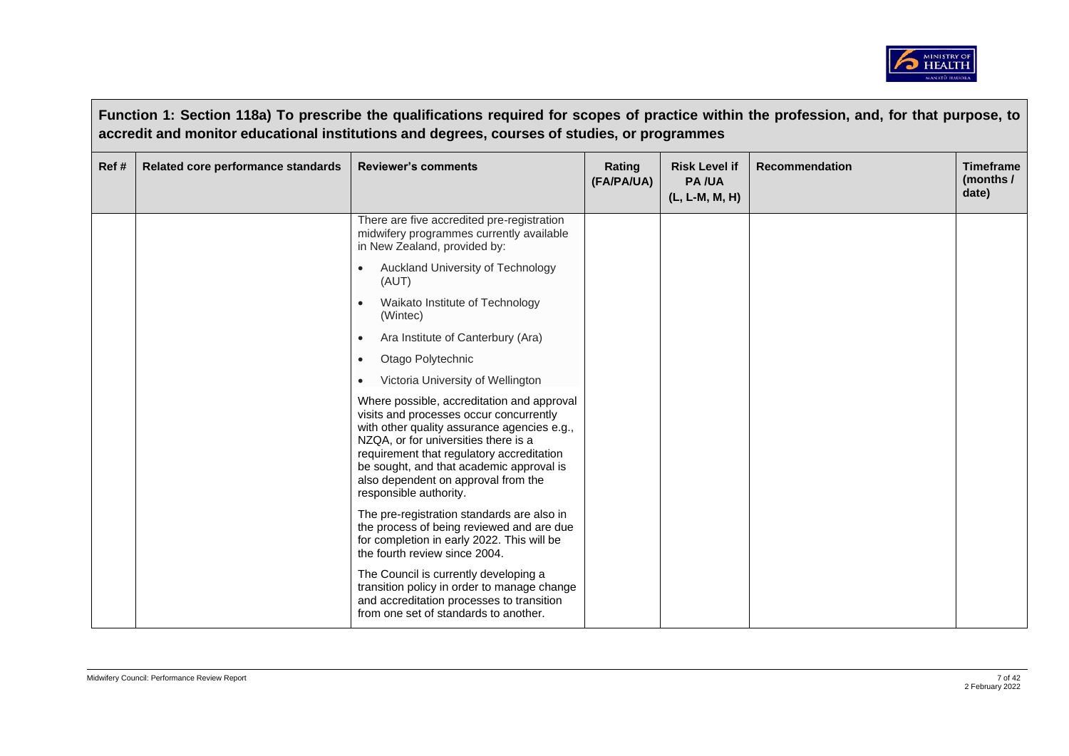## Function 1: Section 118a) To prescribe the qualifications required for scopes of practice within the profession, and, for that purpose, to accredit and monitor educational institutions and degrees, courses of studies, or programmes

| Ref # | Related core performance standards | Reviewer's comments | Rating (FA/PA/UA) | Risk Level if PA /UA (L, L-M, M, H) | Recommendation | Timeframe (months / date) |
|---|---|---|---|---|---|---|
| | | There are five accredited pre-registration midwifery programmes currently available in New Zealand, provided by:<br>• Auckland University of Technology (AUT)<br>• Waikato Institute of Technology (Wintec)<br>• Ara Institute of Canterbury (Ara)<br>• Otago Polytechnic<br>• Victoria University of Wellington<br><br>Where possible, accreditation and approval visits and processes occur concurrently with other quality assurance agencies e.g., NZQA, or for universities there is a requirement that regulatory accreditation be sought, and that academic approval is also dependent on approval from the responsible authority.<br><br>The pre-registration standards are also in the process of being reviewed and are due for completion in early 2022. This will be the fourth review since 2004.<br><br>The Council is currently developing a transition policy in order to manage change and accreditation processes to transition from one set of standards to another. | | | | |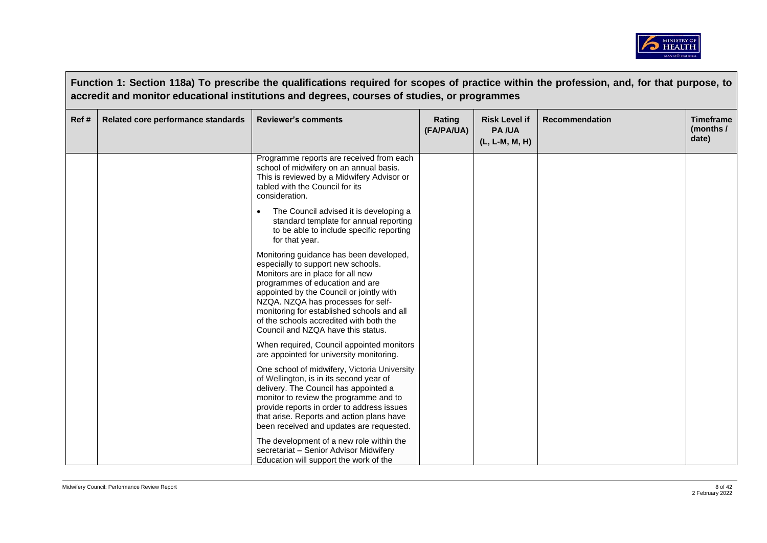**Function 1: Section 118a) To prescribe the qualifications required for scopes of practice within the profession, and, for that purpose, to accredit and monitor educational institutions and degrees, courses of studies, or programmes**

| Ref # | Related core performance standards | Reviewer's comments | Rating (FA/PA/UA) | Risk Level if PA /UA (L, L-M, M, H) | Recommendation | Timeframe (months / date) |
|---|---|---|---|---|---|---|
| | | Programme reports are received from each school of midwifery on an annual basis. This is reviewed by a Midwifery Advisor or tabled with the Council for its consideration.<br><br>• The Council advised it is developing a standard template for annual reporting to be able to include specific reporting for that year.<br><br>Monitoring guidance has been developed, especially to support new schools. Monitors are in place for all new programmes of education and are appointed by the Council or jointly with NZQA. NZQA has processes for self-monitoring for established schools and all of the schools accredited with both the Council and NZQA have this status.<br><br>When required, Council appointed monitors are appointed for university monitoring.<br><br>One school of midwifery, Victoria University of Wellington, is in its second year of delivery. The Council has appointed a monitor to review the programme and to provide reports in order to address issues that arise. Reports and action plans have been received and updates are requested.<br><br>The development of a new role within the secretariat – Senior Advisor Midwifery Education will support the work of the | | | | |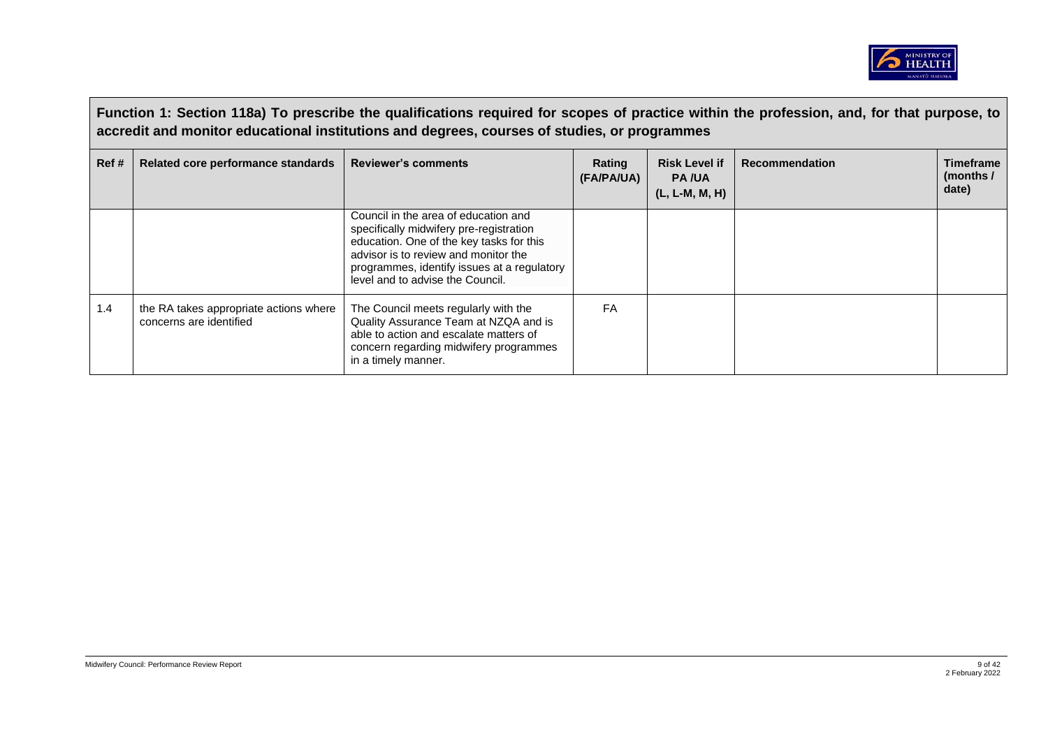**Function 1: Section 118a) To prescribe the qualifications required for scopes of practice within the profession, and, for that purpose, to accredit and monitor educational institutions and degrees, courses of studies, or programmes**

| Ref # | Related core performance standards | Reviewer's comments | Rating (FA/PA/UA) | Risk Level if PA /UA (L, L-M, M, H) | Recommendation | Timeframe (months / date) |
|---|---|---|---|---|---|---|
| | | Council in the area of education and specifically midwifery pre-registration education. One of the key tasks for this advisor is to review and monitor the programmes, identify issues at a regulatory level and to advise the Council. | | | | |
| 1.4 | the RA takes appropriate actions where concerns are identified | The Council meets regularly with the Quality Assurance Team at NZQA and is able to action and escalate matters of concern regarding midwifery programmes in a timely manner. | FA | | | |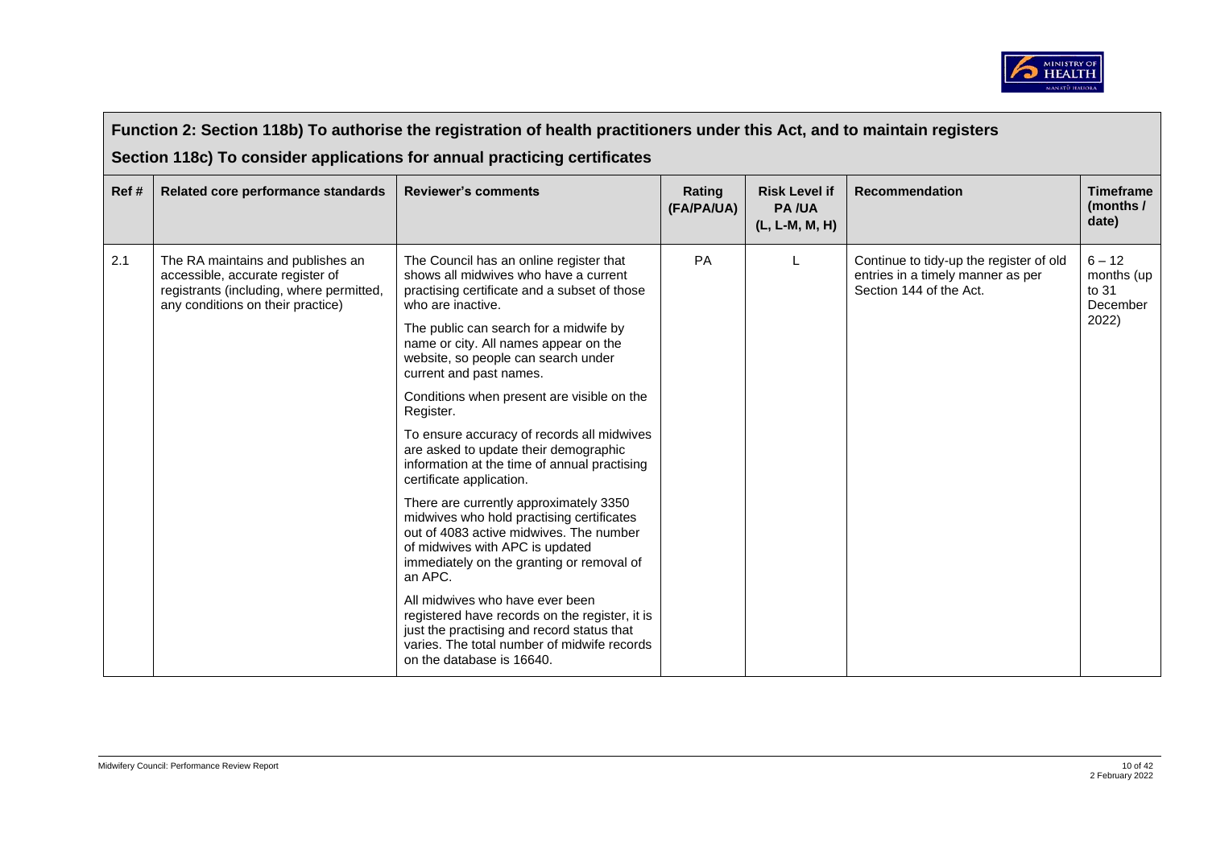## Function 2: Section 118b) To authorise the registration of health practitioners under this Act, and to maintain registers

## Section 118c) To consider applications for annual practicing certificates

| Ref # | Related core performance standards | Reviewer's comments | Rating (FA/PA/UA) | Risk Level if PA /UA (L, L-M, M, H) | Recommendation | Timeframe (months / date) |
|---|---|---|---|---|---|---|
| 2.1 | The RA maintains and publishes an accessible, accurate register of registrants (including, where permitted, any conditions on their practice) | The Council has an online register that shows all midwives who have a current practising certificate and a subset of those who are inactive.<br><br>The public can search for a midwife by name or city. All names appear on the website, so people can search under current and past names.<br><br>Conditions when present are visible on the Register.<br><br>To ensure accuracy of records all midwives are asked to update their demographic information at the time of annual practising certificate application.<br><br>There are currently approximately 3350 midwives who hold practising certificates out of 4083 active midwives. The number of midwives with APC is updated immediately on the granting or removal of an APC.<br><br>All midwives who have ever been registered have records on the register, it is just the practising and record status that varies. The total number of midwife records on the database is 16640. | PA | L | Continue to tidy-up the register of old entries in a timely manner as per Section 144 of the Act. | 6 – 12 months (up to 31 December 2022) |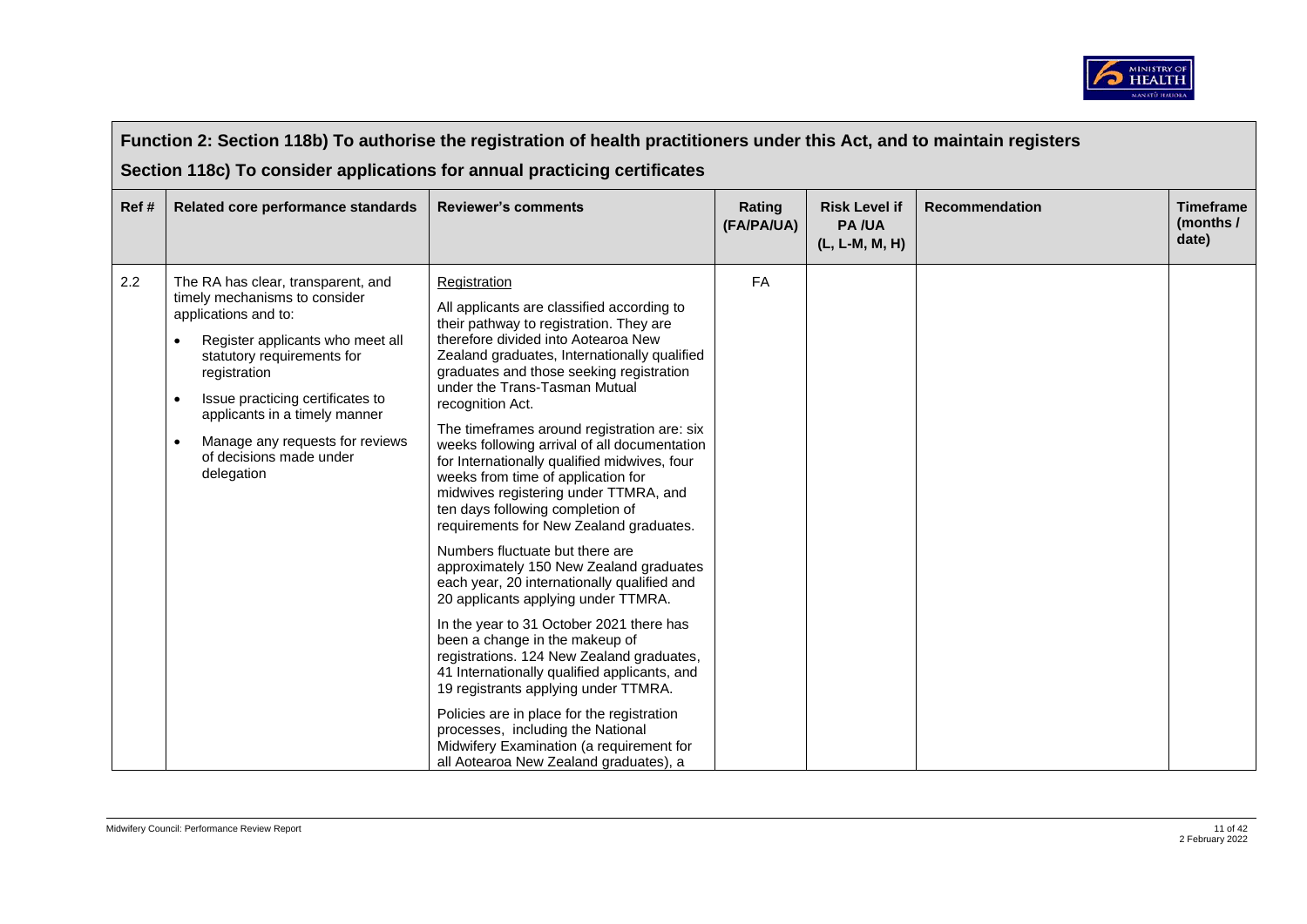## Function 2: Section 118b) To authorise the registration of health practitioners under this Act, and to maintain registers

## Section 118c) To consider applications for annual practicing certificates

| Ref # | Related core performance standards | Reviewer's comments | Rating (FA/PA/UA) | Risk Level if PA /UA (L, L-M, M, H) | Recommendation | Timeframe (months / date) |
|---|---|---|---|---|---|---|
| 2.2 | The RA has clear, transparent, and timely mechanisms to consider applications and to:<br>• Register applicants who meet all statutory requirements for registration<br>• Issue practicing certificates to applicants in a timely manner<br>• Manage any requests for reviews of decisions made under delegation | Registration<br><br>All applicants are classified according to their pathway to registration. They are therefore divided into Aotearoa New Zealand graduates, Internationally qualified graduates and those seeking registration under the Trans-Tasman Mutual recognition Act.<br><br>The timeframes around registration are: six weeks following arrival of all documentation for Internationally qualified midwives, four weeks from time of application for midwives registering under TTMRA, and ten days following completion of requirements for New Zealand graduates.<br><br>Numbers fluctuate but there are approximately 150 New Zealand graduates each year, 20 internationally qualified and 20 applicants applying under TTMRA.<br><br>In the year to 31 October 2021 there has been a change in the makeup of registrations. 124 New Zealand graduates, 41 Internationally qualified applicants, and 19 registrants applying under TTMRA.<br><br>Policies are in place for the registration processes, including the National Midwifery Examination (a requirement for all Aotearoa New Zealand graduates), a | FA | | | |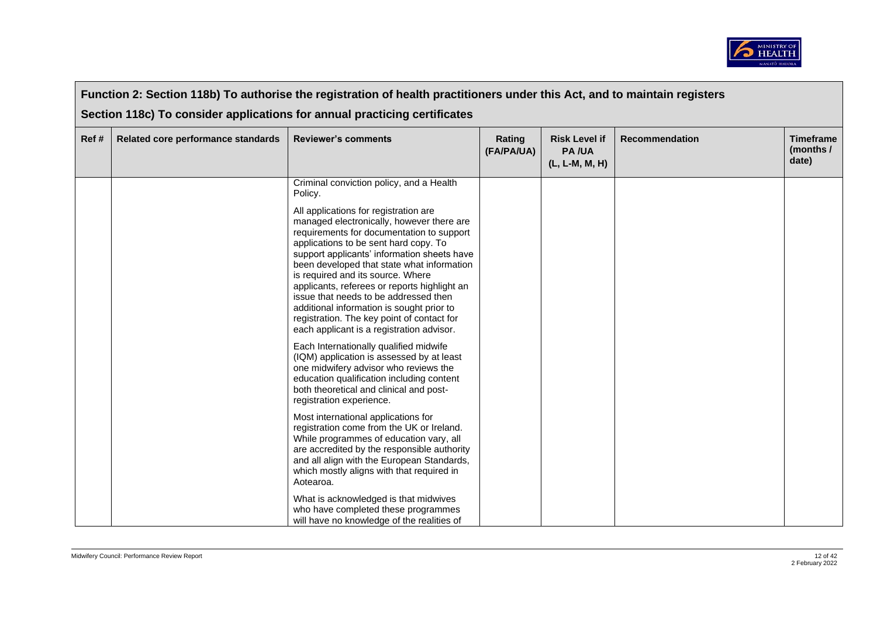## Function 2: Section 118b) To authorise the registration of health practitioners under this Act, and to maintain registers

## Section 118c) To consider applications for annual practicing certificates

| Ref # | Related core performance standards | Reviewer's comments | Rating (FA/PA/UA) | Risk Level if PA /UA (L, L-M, M, H) | Recommendation | Timeframe (months / date) |
|---|---|---|---|---|---|---|
| | | Criminal conviction policy, and a Health Policy.<br><br>All applications for registration are managed electronically, however there are requirements for documentation to support applications to be sent hard copy. To support applicants' information sheets have been developed that state what information is required and its source. Where applicants, referees or reports highlight an issue that needs to be addressed then additional information is sought prior to registration. The key point of contact for each applicant is a registration advisor.<br><br>Each Internationally qualified midwife (IQM) application is assessed by at least one midwifery advisor who reviews the education qualification including content both theoretical and clinical and post-registration experience.<br><br>Most international applications for registration come from the UK or Ireland. While programmes of education vary, all are accredited by the responsible authority and all align with the European Standards, which mostly aligns with that required in Aotearoa.<br><br>What is acknowledged is that midwives who have completed these programmes will have no knowledge of the realities of | | | | |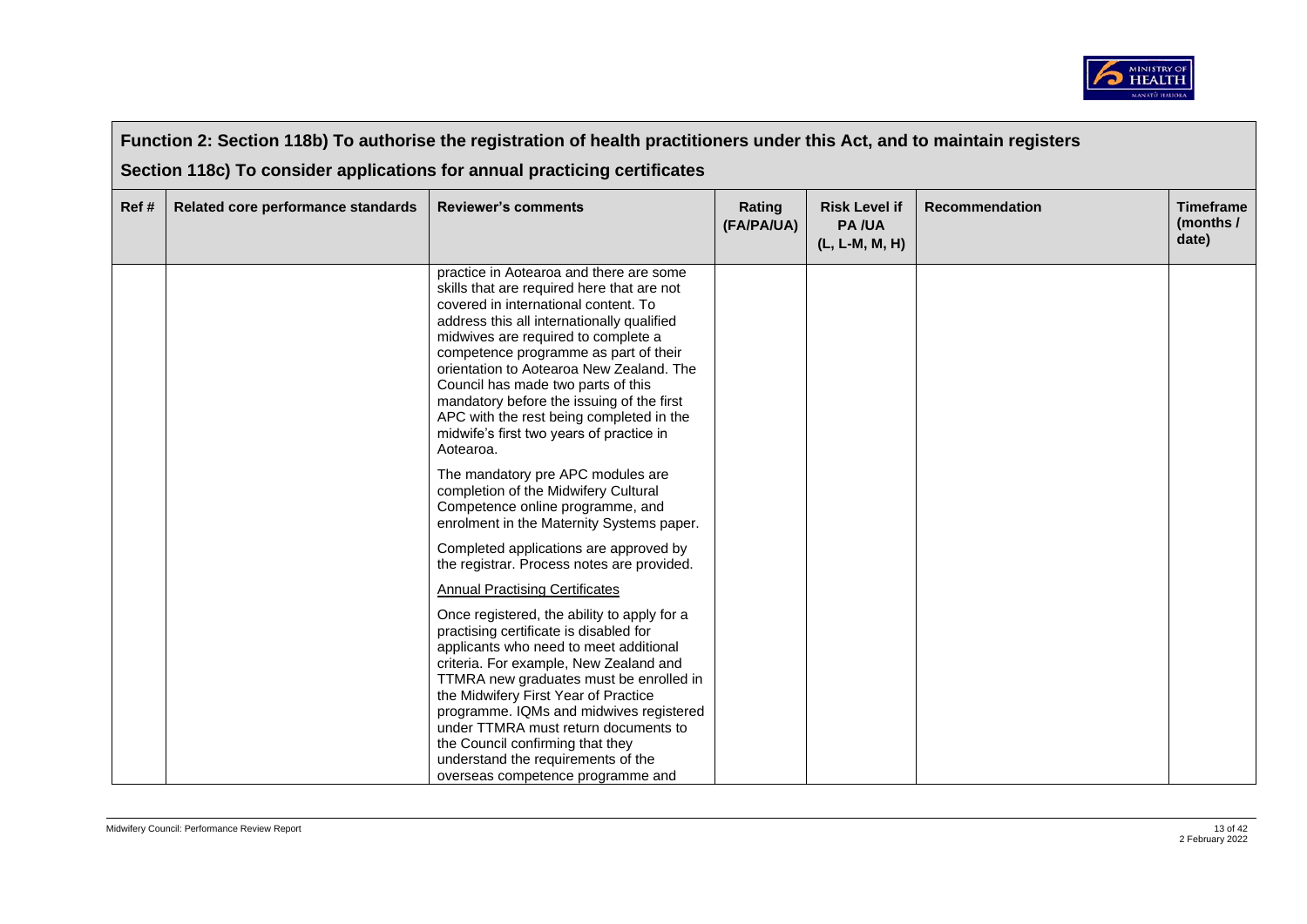## Function 2: Section 118b) To authorise the registration of health practitioners under this Act, and to maintain registers

## Section 118c) To consider applications for annual practicing certificates

| Ref # | Related core performance standards | Reviewer's comments | Rating (FA/PA/UA) | Risk Level if PA /UA (L, L-M, M, H) | Recommendation | Timeframe (months / date) |
|---|---|---|---|---|---|---|
| | | practice in Aotearoa and there are some skills that are required here that are not covered in international content. To address this all internationally qualified midwives are required to complete a competence programme as part of their orientation to Aotearoa New Zealand. The Council has made two parts of this mandatory before the issuing of the first APC with the rest being completed in the midwife's first two years of practice in Aotearoa.<br><br>The mandatory pre APC modules are completion of the Midwifery Cultural Competence online programme, and enrolment in the Maternity Systems paper.<br><br>Completed applications are approved by the registrar. Process notes are provided.<br><br><u>Annual Practising Certificates</u><br><br>Once registered, the ability to apply for a practising certificate is disabled for applicants who need to meet additional criteria. For example, New Zealand and TTMRA new graduates must be enrolled in the Midwifery First Year of Practice programme. IQMs and midwives registered under TTMRA must return documents to the Council confirming that they understand the requirements of the overseas competence programme and | | | | |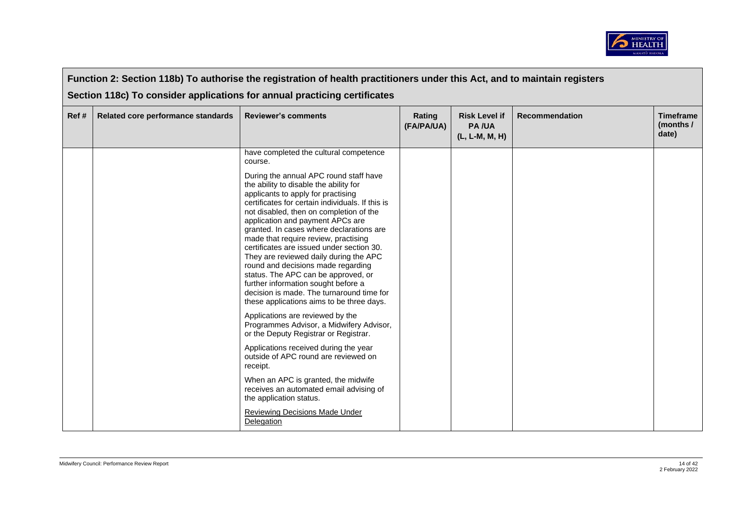## Function 2: Section 118b) To authorise the registration of health practitioners under this Act, and to maintain registers

## Section 118c) To consider applications for annual practicing certificates

| Ref # | Related core performance standards | Reviewer's comments | Rating (FA/PA/UA) | Risk Level if PA /UA (L, L-M, M, H) | Recommendation | Timeframe (months / date) |
|---|---|---|---|---|---|---|
| | | have completed the cultural competence course.<br><br>During the annual APC round staff have the ability to disable the ability for applicants to apply for practising certificates for certain individuals. If this is not disabled, then on completion of the application and payment APCs are granted. In cases where declarations are made that require review, practising certificates are issued under section 30. They are reviewed daily during the APC round and decisions made regarding status. The APC can be approved, or further information sought before a decision is made. The turnaround time for these applications aims to be three days.<br><br>Applications are reviewed by the Programmes Advisor, a Midwifery Advisor, or the Deputy Registrar or Registrar.<br><br>Applications received during the year outside of APC round are reviewed on receipt.<br><br>When an APC is granted, the midwife receives an automated email advising of the application status.<br><br>Reviewing Decisions Made Under Delegation | | | | |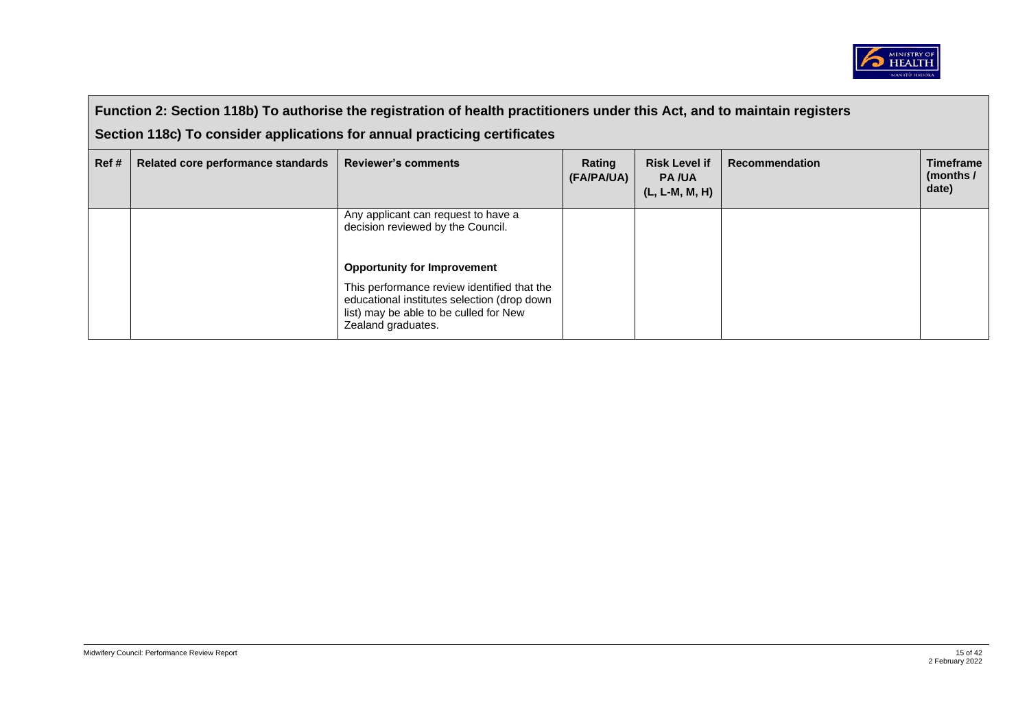## Function 2: Section 118b) To authorise the registration of health practitioners under this Act, and to maintain registers

## Section 118c) To consider applications for annual practicing certificates

| Ref # | Related core performance standards | Reviewer's comments | Rating (FA/PA/UA) | Risk Level if PA /UA (L, L-M, M, H) | Recommendation | Timeframe (months / date) |
|---|---|---|---|---|---|---|
| | | Any applicant can request to have a decision reviewed by the Council.<br><br>**Opportunity for Improvement**<br><br>This performance review identified that the educational institutes selection (drop down list) may be able to be culled for New Zealand graduates. | | | | |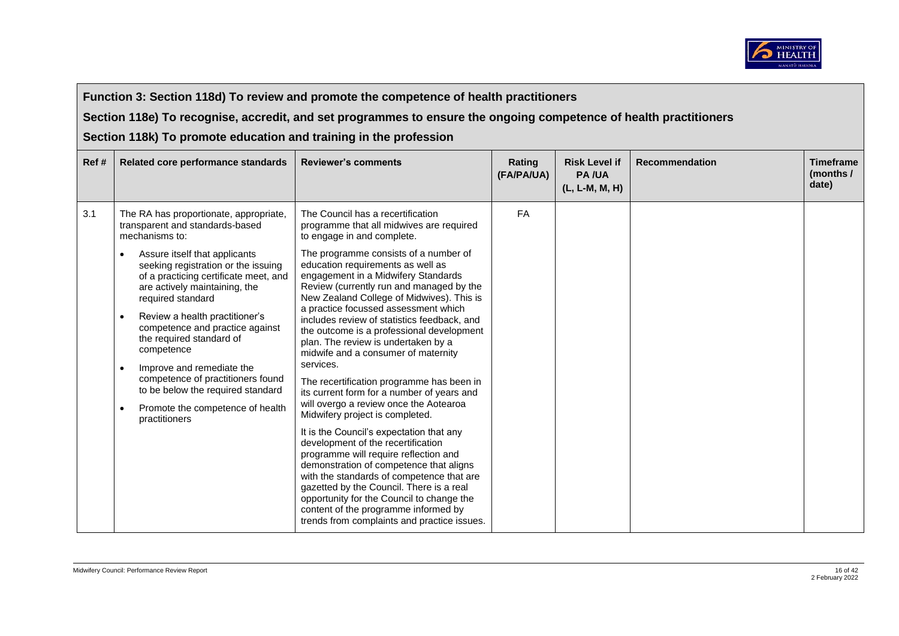**Function 3: Section 118d) To review and promote the competence of health practitioners**

**Section 118e) To recognise, accredit, and set programmes to ensure the ongoing competence of health practitioners**

**Section 118k) To promote education and training in the profession**

| Ref # | Related core performance standards | Reviewer's comments | Rating (FA/PA/UA) | Risk Level if PA /UA (L, L-M, M, H) | Recommendation | Timeframe (months / date) |
|---|---|---|---|---|---|---|
| 3.1 | The RA has proportionate, appropriate, transparent and standards-based mechanisms to:<br>• Assure itself that applicants seeking registration or the issuing of a practicing certificate meet, and are actively maintaining, the required standard<br>• Review a health practitioner's competence and practice against the required standard of competence<br>• Improve and remediate the competence of practitioners found to be below the required standard<br>• Promote the competence of health practitioners | The Council has a recertification programme that all midwives are required to engage in and complete.<br><br>The programme consists of a number of education requirements as well as engagement in a Midwifery Standards Review (currently run and managed by the New Zealand College of Midwives). This is a practice focussed assessment which includes review of statistics feedback, and the outcome is a professional development plan. The review is undertaken by a midwife and a consumer of maternity services.<br><br>The recertification programme has been in its current form for a number of years and will overgo a review once the Aotearoa Midwifery project is completed.<br><br>It is the Council's expectation that any development of the recertification programme will require reflection and demonstration of competence that aligns with the standards of competence that are gazetted by the Council. There is a real opportunity for the Council to change the content of the programme informed by trends from complaints and practice issues. | FA | | | |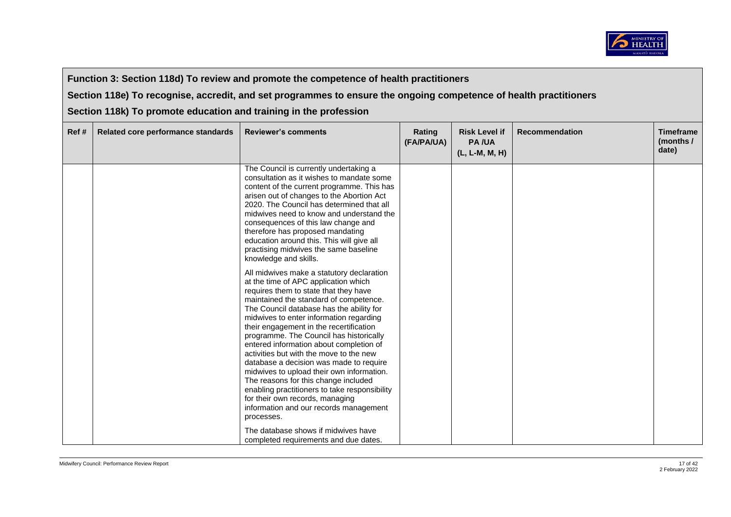**Function 3: Section 118d) To review and promote the competence of health practitioners**

**Section 118e) To recognise, accredit, and set programmes to ensure the ongoing competence of health practitioners**

**Section 118k) To promote education and training in the profession**

| Ref # | Related core performance standards | Reviewer's comments | Rating (FA/PA/UA) | Risk Level if PA /UA (L, L-M, M, H) | Recommendation | Timeframe (months / date) |
|---|---|---|---|---|---|---|
| | | The Council is currently undertaking a consultation as it wishes to mandate some content of the current programme. This has arisen out of changes to the Abortion Act 2020. The Council has determined that all midwives need to know and understand the consequences of this law change and therefore has proposed mandating education around this. This will give all practising midwives the same baseline knowledge and skills.<br><br>All midwives make a statutory declaration at the time of APC application which requires them to state that they have maintained the standard of competence. The Council database has the ability for midwives to enter information regarding their engagement in the recertification programme. The Council has historically entered information about completion of activities but with the move to the new database a decision was made to require midwives to upload their own information. The reasons for this change included enabling practitioners to take responsibility for their own records, managing information and our records management processes.<br><br>The database shows if midwives have completed requirements and due dates. | | | | |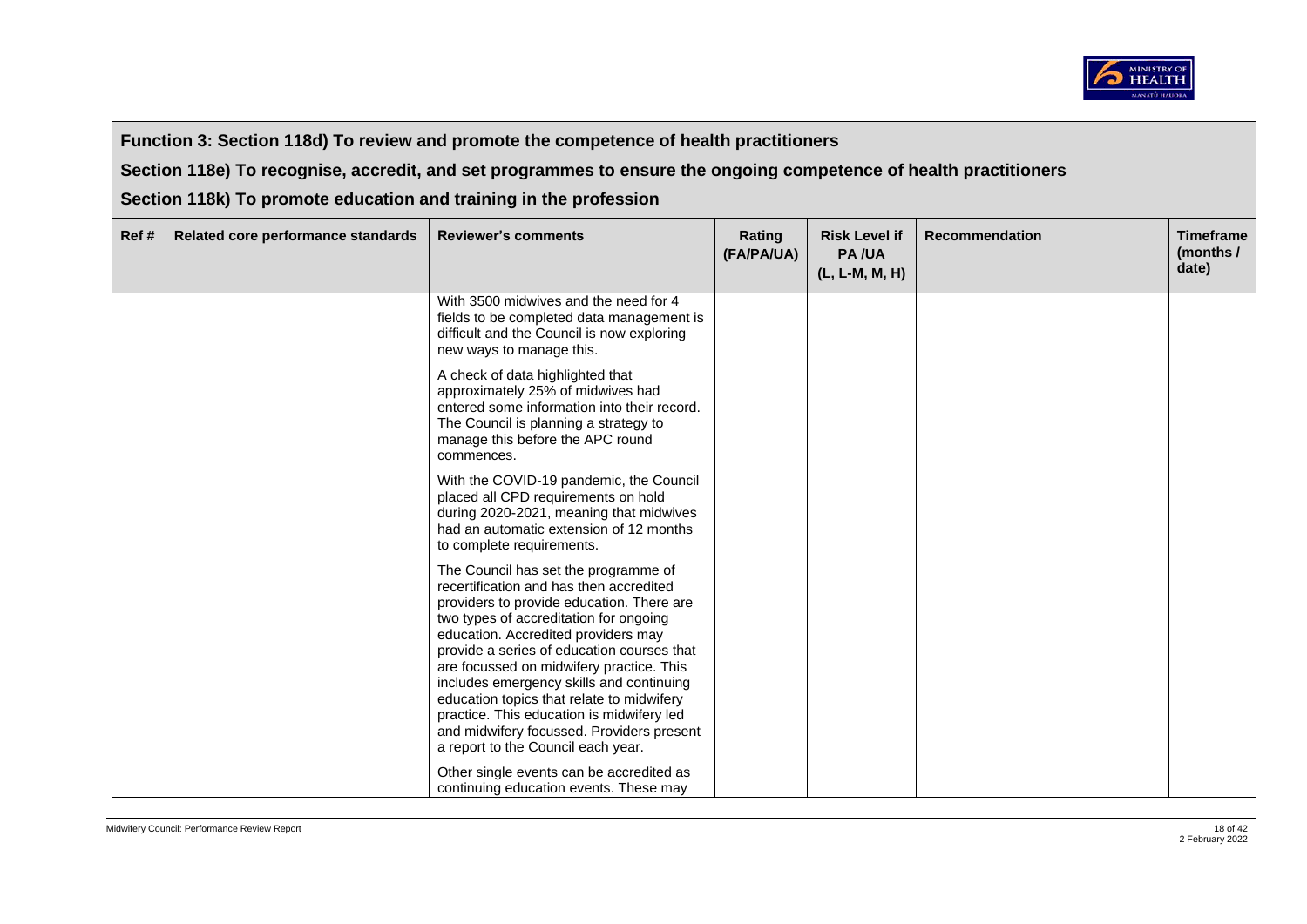**Function 3: Section 118d) To review and promote the competence of health practitioners**

**Section 118e) To recognise, accredit, and set programmes to ensure the ongoing competence of health practitioners**

**Section 118k) To promote education and training in the profession**

| Ref # | Related core performance standards | Reviewer's comments | Rating (FA/PA/UA) | Risk Level if PA /UA (L, L-M, M, H) | Recommendation | Timeframe (months / date) |
|---|---|---|---|---|---|---|
| | | With 3500 midwives and the need for 4 fields to be completed data management is difficult and the Council is now exploring new ways to manage this.<br><br>A check of data highlighted that approximately 25% of midwives had entered some information into their record. The Council is planning a strategy to manage this before the APC round commences.<br><br>With the COVID-19 pandemic, the Council placed all CPD requirements on hold during 2020-2021, meaning that midwives had an automatic extension of 12 months to complete requirements.<br><br>The Council has set the programme of recertification and has then accredited providers to provide education. There are two types of accreditation for ongoing education. Accredited providers may provide a series of education courses that are focussed on midwifery practice. This includes emergency skills and continuing education topics that relate to midwifery practice. This education is midwifery led and midwifery focussed. Providers present a report to the Council each year.<br><br>Other single events can be accredited as continuing education events. These may | | | | |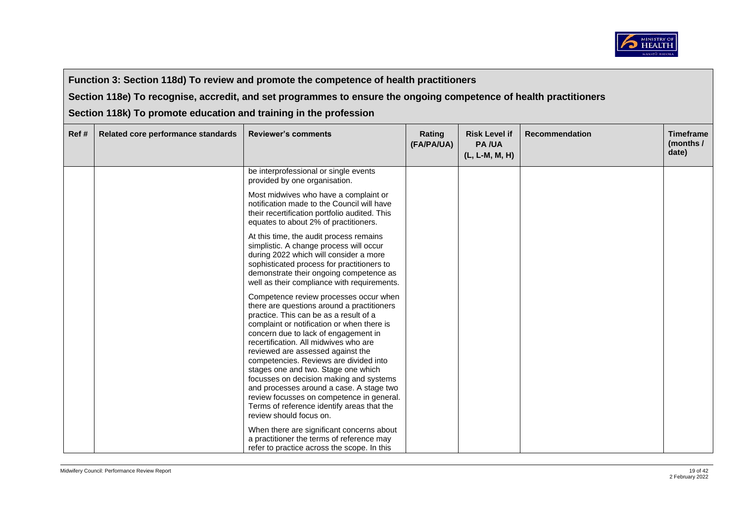**Function 3: Section 118d) To review and promote the competence of health practitioners**

**Section 118e) To recognise, accredit, and set programmes to ensure the ongoing competence of health practitioners**

**Section 118k) To promote education and training in the profession**

| Ref # | Related core performance standards | Reviewer's comments | Rating (FA/PA/UA) | Risk Level if PA /UA (L, L-M, M, H) | Recommendation | Timeframe (months / date) |
|---|---|---|---|---|---|---|
| | | be interprofessional or single events provided by one organisation.<br><br>Most midwives who have a complaint or notification made to the Council will have their recertification portfolio audited. This equates to about 2% of practitioners.<br><br>At this time, the audit process remains simplistic. A change process will occur during 2022 which will consider a more sophisticated process for practitioners to demonstrate their ongoing competence as well as their compliance with requirements.<br><br>Competence review processes occur when there are questions around a practitioners practice. This can be as a result of a complaint or notification or when there is concern due to lack of engagement in recertification. All midwives who are reviewed are assessed against the competencies. Reviews are divided into stages one and two. Stage one which focusses on decision making and systems and processes around a case. A stage two review focusses on competence in general. Terms of reference identify areas that the review should focus on.<br><br>When there are significant concerns about a practitioner the terms of reference may refer to practice across the scope. In this | | | | |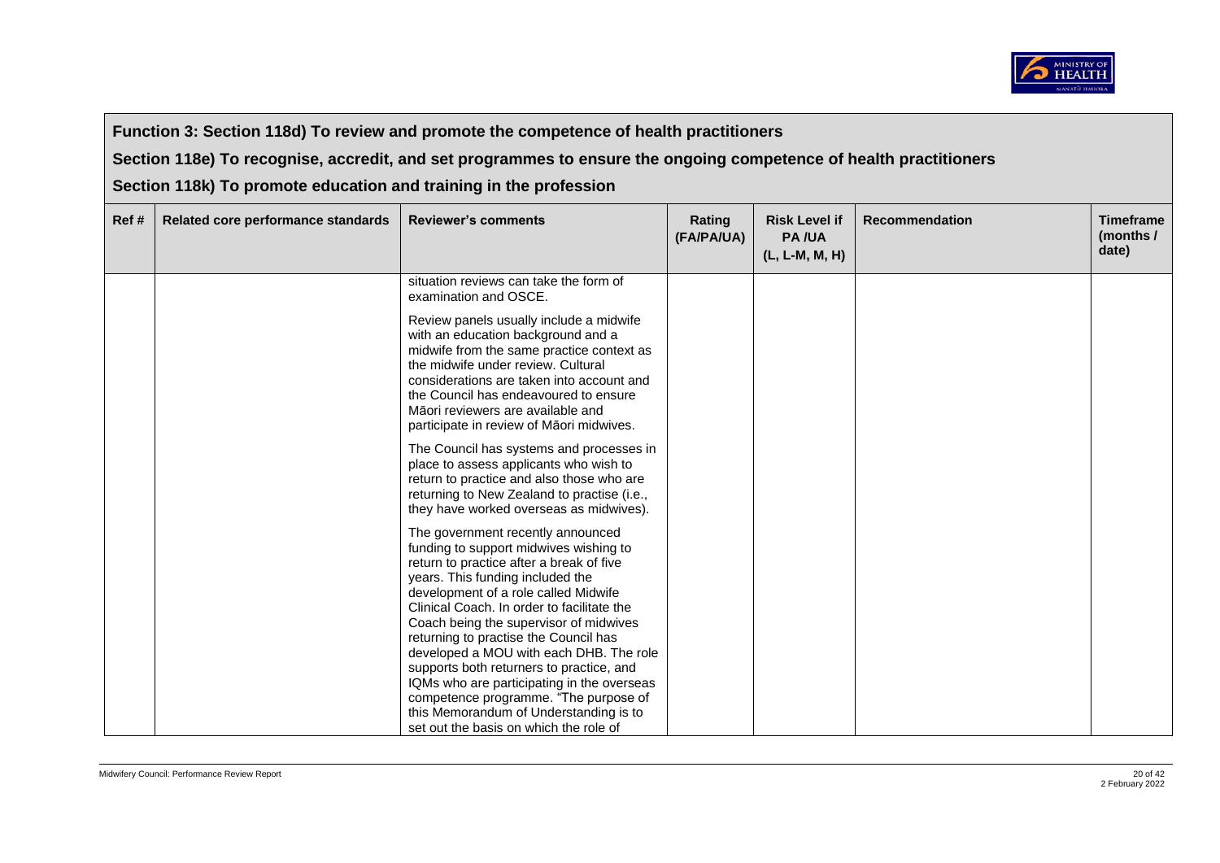**Function 3: Section 118d) To review and promote the competence of health practitioners**

**Section 118e) To recognise, accredit, and set programmes to ensure the ongoing competence of health practitioners**

**Section 118k) To promote education and training in the profession**

| Ref # | Related core performance standards | Reviewer's comments | Rating (FA/PA/UA) | Risk Level if PA /UA (L, L-M, M, H) | Recommendation | Timeframe (months / date) |
|---|---|---|---|---|---|---|
| | | situation reviews can take the form of examination and OSCE.<br><br>Review panels usually include a midwife with an education background and a midwife from the same practice context as the midwife under review. Cultural considerations are taken into account and the Council has endeavoured to ensure Māori reviewers are available and participate in review of Māori midwives.<br><br>The Council has systems and processes in place to assess applicants who wish to return to practice and also those who are returning to New Zealand to practise (i.e., they have worked overseas as midwives).<br><br>The government recently announced funding to support midwives wishing to return to practice after a break of five years. This funding included the development of a role called Midwife Clinical Coach. In order to facilitate the Coach being the supervisor of midwives returning to practise the Council has developed a MOU with each DHB. The role supports both returners to practice, and IQMs who are participating in the overseas competence programme. "The purpose of this Memorandum of Understanding is to set out the basis on which the role of | | | | |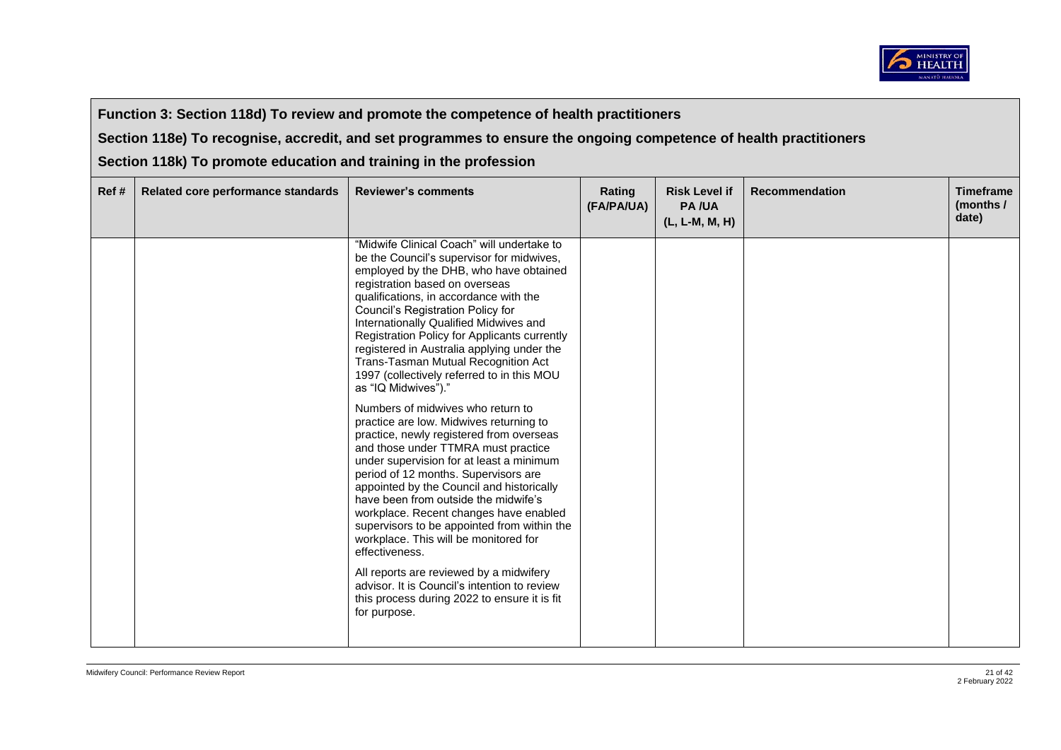**Function 3: Section 118d) To review and promote the competence of health practitioners**

**Section 118e) To recognise, accredit, and set programmes to ensure the ongoing competence of health practitioners**

**Section 118k) To promote education and training in the profession**

| Ref # | Related core performance standards | Reviewer's comments | Rating (FA/PA/UA) | Risk Level if PA /UA (L, L-M, M, H) | Recommendation | Timeframe (months / date) |
|---|---|---|---|---|---|---|
| | | "Midwife Clinical Coach" will undertake to be the Council's supervisor for midwives, employed by the DHB, who have obtained registration based on overseas qualifications, in accordance with the Council's Registration Policy for Internationally Qualified Midwives and Registration Policy for Applicants currently registered in Australia applying under the Trans-Tasman Mutual Recognition Act 1997 (collectively referred to in this MOU as "IQ Midwives")."<br><br>Numbers of midwives who return to practice are low. Midwives returning to practice, newly registered from overseas and those under TTMRA must practice under supervision for at least a minimum period of 12 months. Supervisors are appointed by the Council and historically have been from outside the midwife's workplace. Recent changes have enabled supervisors to be appointed from within the workplace. This will be monitored for effectiveness.<br><br>All reports are reviewed by a midwifery advisor. It is Council's intention to review this process during 2022 to ensure it is fit for purpose. | | | | |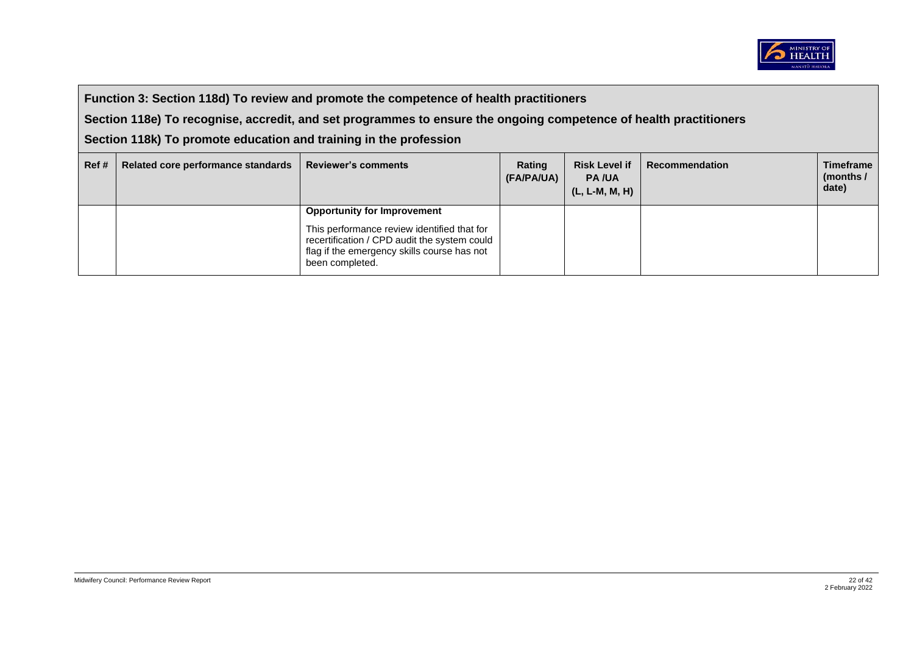**Function 3: Section 118d) To review and promote the competence of health practitioners**

**Section 118e) To recognise, accredit, and set programmes to ensure the ongoing competence of health practitioners**

**Section 118k) To promote education and training in the profession**

| Ref # | Related core performance standards | Reviewer's comments | Rating (FA/PA/UA) | Risk Level if PA /UA (L, L-M, M, H) | Recommendation | Timeframe (months / date) |
|---|---|---|---|---|---|---|
| | | **Opportunity for Improvement**<br><br>This performance review identified that for recertification / CPD audit the system could flag if the emergency skills course has not been completed. | | | | |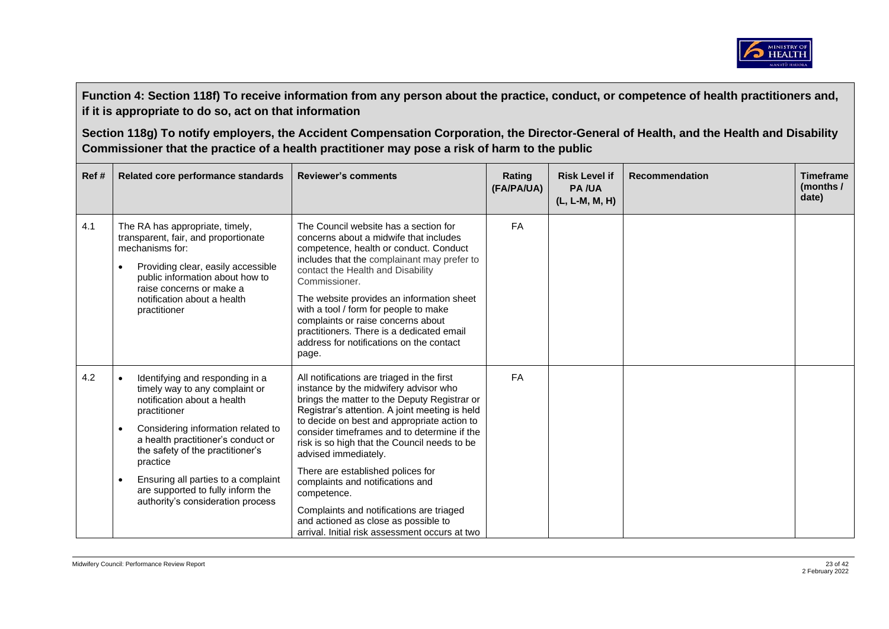**Function 4: Section 118f) To receive information from any person about the practice, conduct, or competence of health practitioners and, if it is appropriate to do so, act on that information**

**Section 118g) To notify employers, the Accident Compensation Corporation, the Director-General of Health, and the Health and Disability Commissioner that the practice of a health practitioner may pose a risk of harm to the public**

| Ref # | Related core performance standards | Reviewer's comments | Rating (FA/PA/UA) | Risk Level if PA /UA (L, L-M, M, H) | Recommendation | Timeframe (months / date) |
|---|---|---|---|---|---|---|
| 4.1 | The RA has appropriate, timely, transparent, fair, and proportionate mechanisms for:<br>• Providing clear, easily accessible public information about how to raise concerns or make a notification about a health practitioner | The Council website has a section for concerns about a midwife that includes competence, health or conduct. Conduct includes that the complainant may prefer to contact the Health and Disability Commissioner.<br>The website provides an information sheet with a tool / form for people to make complaints or raise concerns about practitioners. There is a dedicated email address for notifications on the contact page. | FA | | | |
| 4.2 | • Identifying and responding in a timely way to any complaint or notification about a health practitioner<br>• Considering information related to a health practitioner's conduct or the safety of the practitioner's practice<br>• Ensuring all parties to a complaint are supported to fully inform the authority's consideration process | All notifications are triaged in the first instance by the midwifery advisor who brings the matter to the Deputy Registrar or Registrar's attention. A joint meeting is held to decide on best and appropriate action to consider timeframes and to determine if the risk is so high that the Council needs to be advised immediately.<br>There are established polices for complaints and notifications and competence.<br>Complaints and notifications are triaged and actioned as close as possible to arrival. Initial risk assessment occurs at two | FA | | | |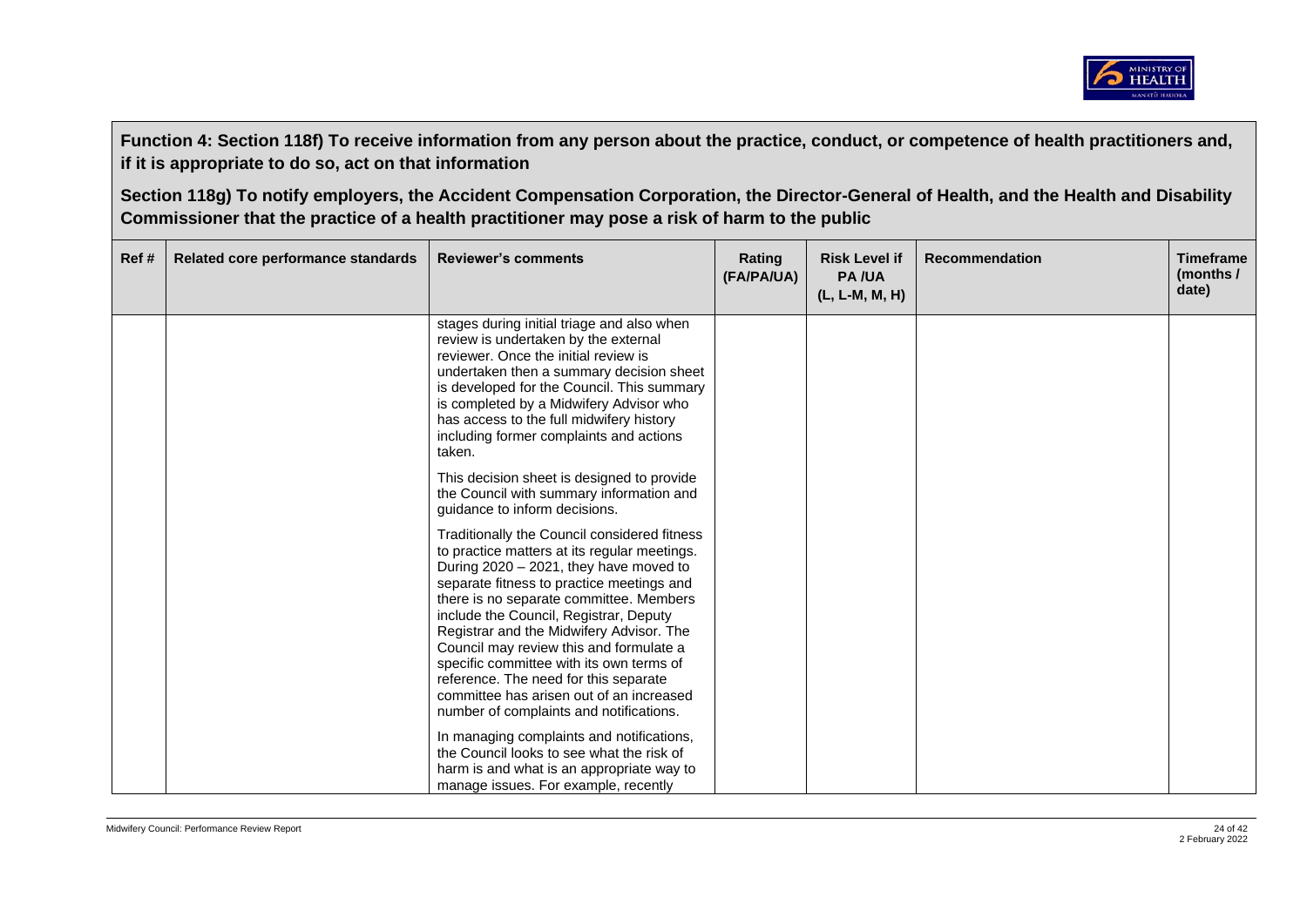**Function 4: Section 118f) To receive information from any person about the practice, conduct, or competence of health practitioners and, if it is appropriate to do so, act on that information**

**Section 118g) To notify employers, the Accident Compensation Corporation, the Director-General of Health, and the Health and Disability Commissioner that the practice of a health practitioner may pose a risk of harm to the public**

| Ref # | Related core performance standards | Reviewer's comments | Rating (FA/PA/UA) | Risk Level if PA /UA (L, L-M, M, H) | Recommendation | Timeframe (months / date) |
|---|---|---|---|---|---|---|
| | | stages during initial triage and also when review is undertaken by the external reviewer. Once the initial review is undertaken then a summary decision sheet is developed for the Council. This summary is completed by a Midwifery Advisor who has access to the full midwifery history including former complaints and actions taken.<br><br>This decision sheet is designed to provide the Council with summary information and guidance to inform decisions.<br><br>Traditionally the Council considered fitness to practice matters at its regular meetings. During 2020 – 2021, they have moved to separate fitness to practice meetings and there is no separate committee. Members include the Council, Registrar, Deputy Registrar and the Midwifery Advisor. The Council may review this and formulate a specific committee with its own terms of reference. The need for this separate committee has arisen out of an increased number of complaints and notifications.<br><br>In managing complaints and notifications, the Council looks to see what the risk of harm is and what is an appropriate way to manage issues. For example, recently | | | | |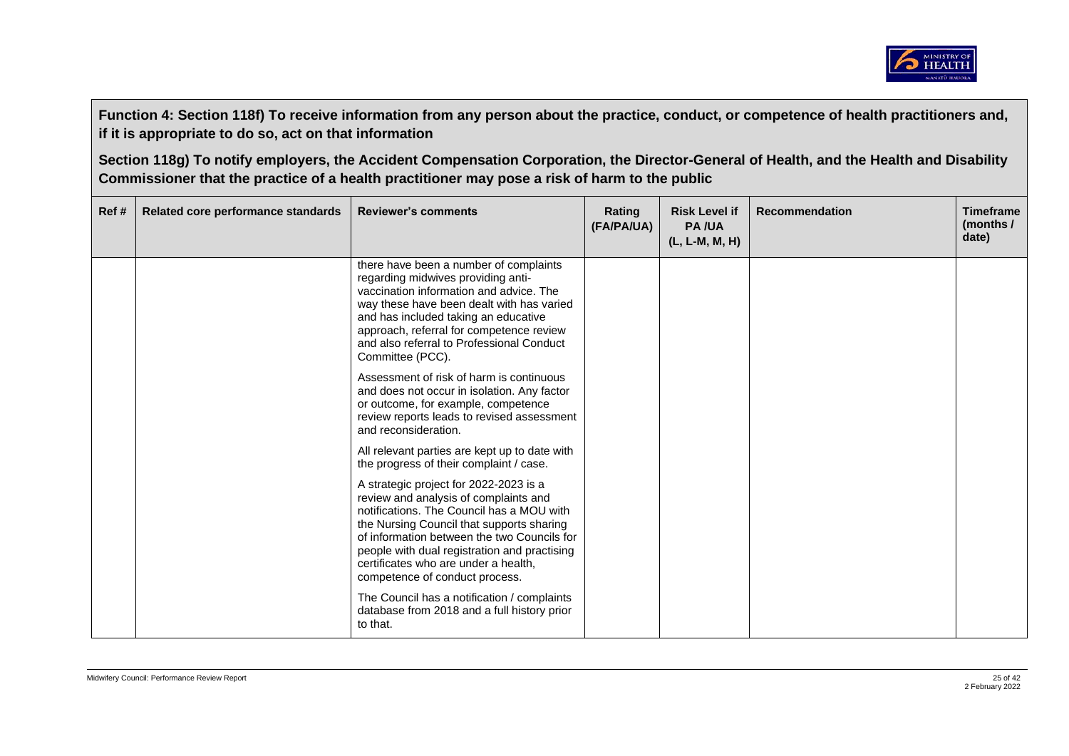**Function 4: Section 118f) To receive information from any person about the practice, conduct, or competence of health practitioners and, if it is appropriate to do so, act on that information**

**Section 118g) To notify employers, the Accident Compensation Corporation, the Director-General of Health, and the Health and Disability Commissioner that the practice of a health practitioner may pose a risk of harm to the public**

| Ref # | Related core performance standards | Reviewer's comments | Rating (FA/PA/UA) | Risk Level if PA /UA (L, L-M, M, H) | Recommendation | Timeframe (months / date) |
|---|---|---|---|---|---|---|
| | | there have been a number of complaints regarding midwives providing anti-vaccination information and advice. The way these have been dealt with has varied and has included taking an educative approach, referral for competence review and also referral to Professional Conduct Committee (PCC).<br><br>Assessment of risk of harm is continuous and does not occur in isolation. Any factor or outcome, for example, competence review reports leads to revised assessment and reconsideration.<br><br>All relevant parties are kept up to date with the progress of their complaint / case.<br><br>A strategic project for 2022-2023 is a review and analysis of complaints and notifications. The Council has a MOU with the Nursing Council that supports sharing of information between the two Councils for people with dual registration and practising certificates who are under a health, competence of conduct process.<br><br>The Council has a notification / complaints database from 2018 and a full history prior to that. | | | | |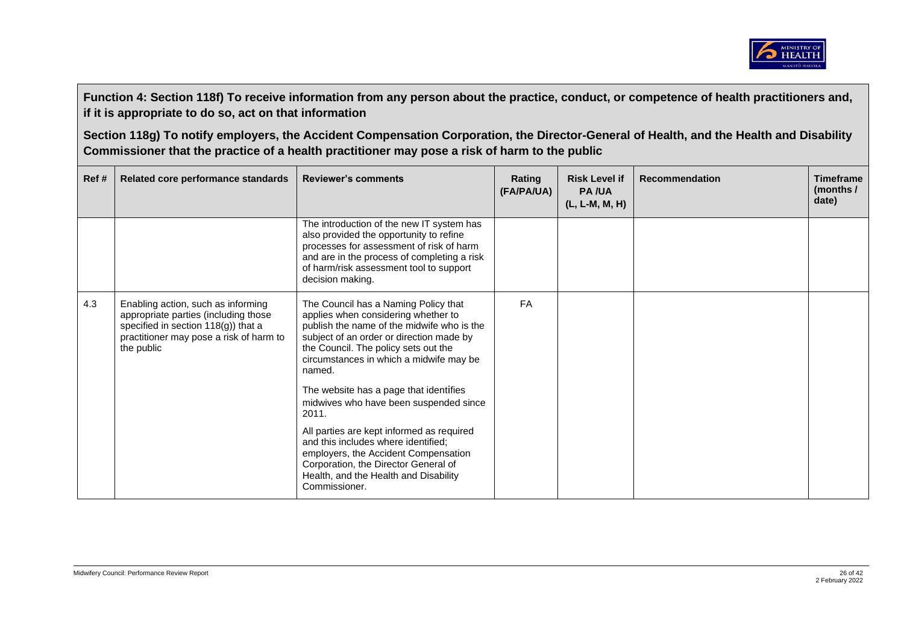**Function 4: Section 118f) To receive information from any person about the practice, conduct, or competence of health practitioners and, if it is appropriate to do so, act on that information**

**Section 118g) To notify employers, the Accident Compensation Corporation, the Director-General of Health, and the Health and Disability Commissioner that the practice of a health practitioner may pose a risk of harm to the public**

| Ref # | Related core performance standards | Reviewer's comments | Rating (FA/PA/UA) | Risk Level if PA /UA (L, L-M, M, H) | Recommendation | Timeframe (months / date) |
|---|---|---|---|---|---|---|
| | | The introduction of the new IT system has also provided the opportunity to refine processes for assessment of risk of harm and are in the process of completing a risk of harm/risk assessment tool to support decision making. | | | | |
| 4.3 | Enabling action, such as informing appropriate parties (including those specified in section 118(g)) that a practitioner may pose a risk of harm to the public | The Council has a Naming Policy that applies when considering whether to publish the name of the midwife who is the subject of an order or direction made by the Council. The policy sets out the circumstances in which a midwife may be named.<br><br>The website has a page that identifies midwives who have been suspended since 2011.<br><br>All parties are kept informed as required and this includes where identified; employers, the Accident Compensation Corporation, the Director General of Health, and the Health and Disability Commissioner. | FA | | | |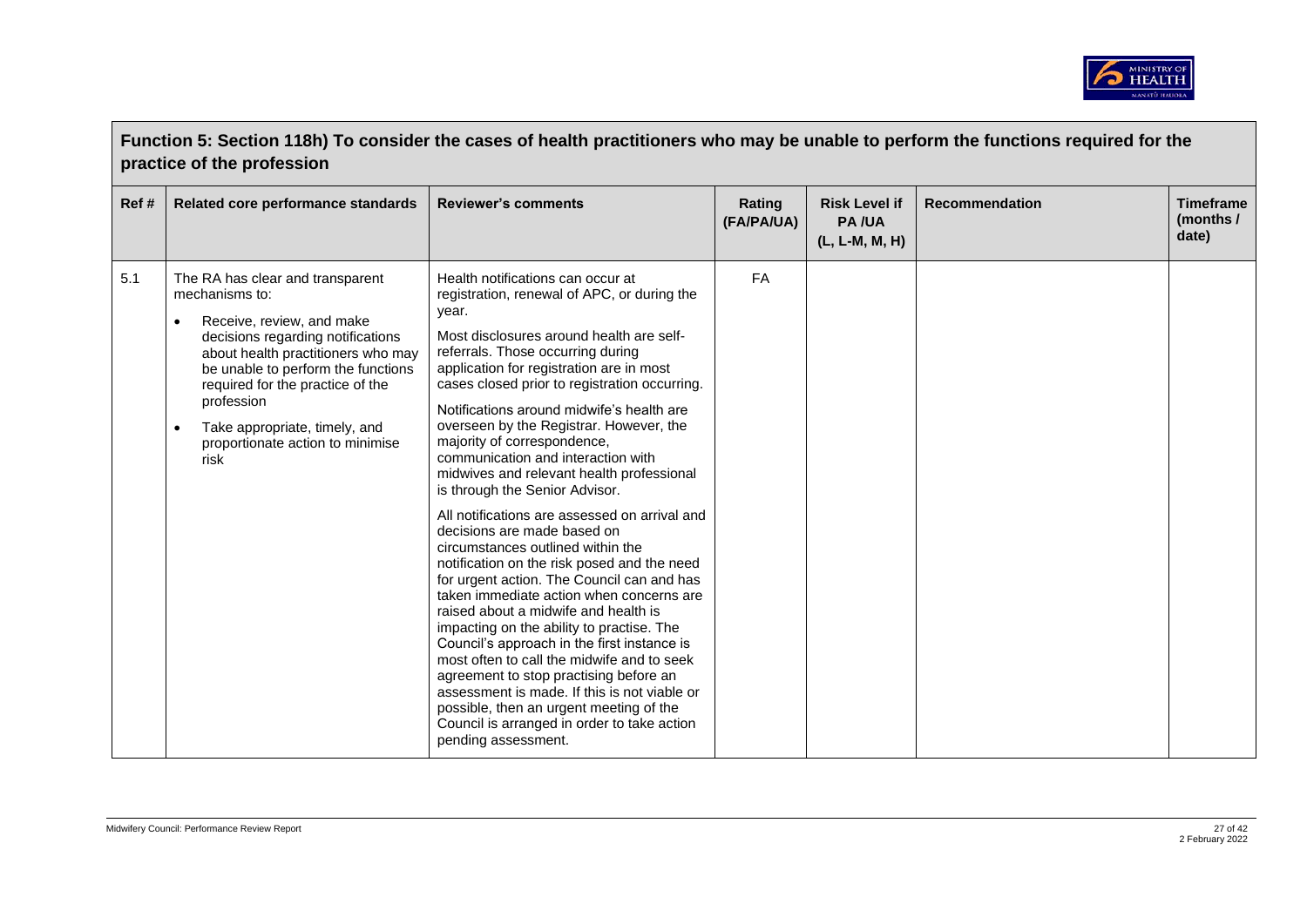## Function 5: Section 118h) To consider the cases of health practitioners who may be unable to perform the functions required for the practice of the profession

| Ref # | Related core performance standards | Reviewer's comments | Rating (FA/PA/UA) | Risk Level if PA /UA (L, L-M, M, H) | Recommendation | Timeframe (months / date) |
|---|---|---|---|---|---|---|
| 5.1 | The RA has clear and transparent mechanisms to:<br>• Receive, review, and make decisions regarding notifications about health practitioners who may be unable to perform the functions required for the practice of the profession<br>• Take appropriate, timely, and proportionate action to minimise risk | Health notifications can occur at registration, renewal of APC, or during the year.<br><br>Most disclosures around health are self-referrals. Those occurring during application for registration are in most cases closed prior to registration occurring.<br><br>Notifications around midwife's health are overseen by the Registrar. However, the majority of correspondence, communication and interaction with midwives and relevant health professional is through the Senior Advisor.<br><br>All notifications are assessed on arrival and decisions are made based on circumstances outlined within the notification on the risk posed and the need for urgent action. The Council can and has taken immediate action when concerns are raised about a midwife and health is impacting on the ability to practise. The Council's approach in the first instance is most often to call the midwife and to seek agreement to stop practising before an assessment is made. If this is not viable or possible, then an urgent meeting of the Council is arranged in order to take action pending assessment. | FA | | | |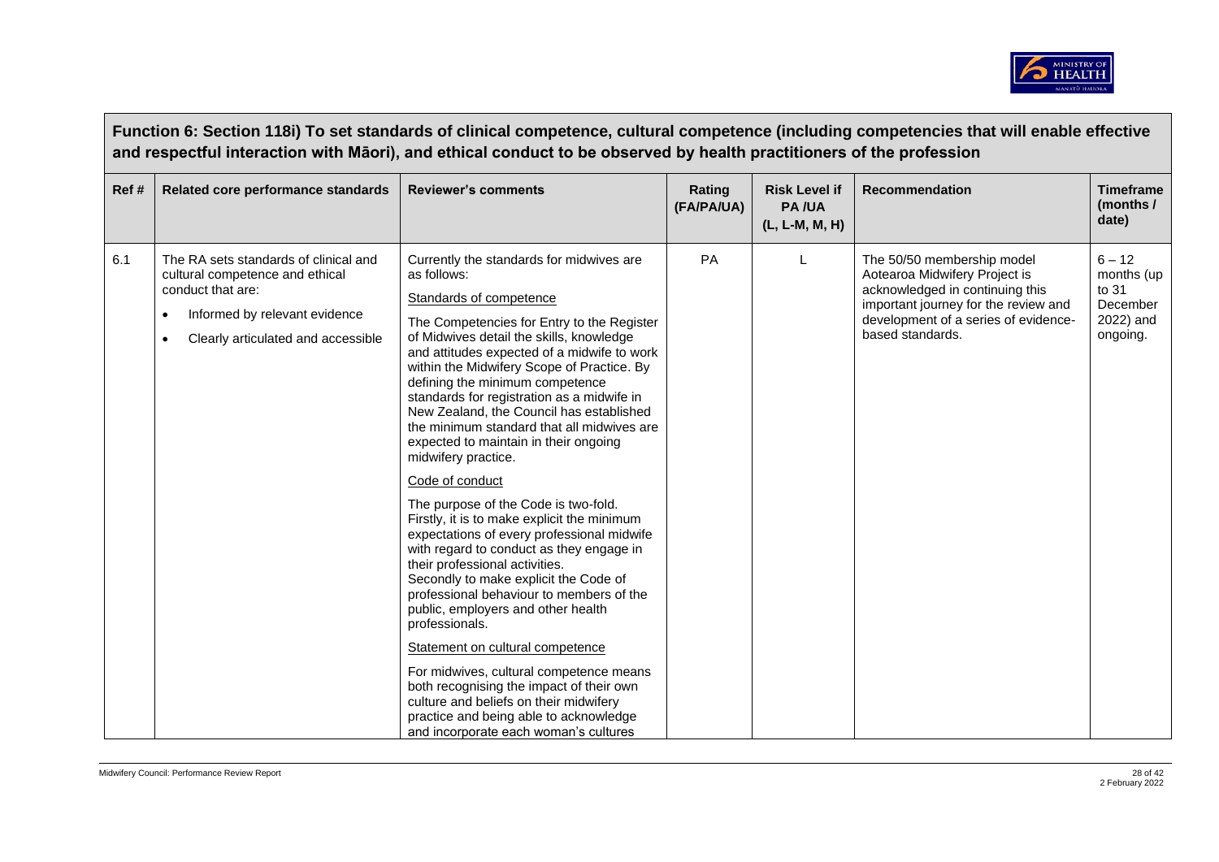## Function 6: Section 118i) To set standards of clinical competence, cultural competence (including competencies that will enable effective and respectful interaction with Māori), and ethical conduct to be observed by health practitioners of the profession

| Ref # | Related core performance standards | Reviewer's comments | Rating (FA/PA/UA) | Risk Level if PA /UA (L, L-M, M, H) | Recommendation | Timeframe (months / date) |
|---|---|---|---|---|---|---|
| 6.1 | The RA sets standards of clinical and cultural competence and ethical conduct that are:<br>• Informed by relevant evidence<br>• Clearly articulated and accessible | Currently the standards for midwives are as follows:<br><br>Standards of competence<br><br>The Competencies for Entry to the Register of Midwives detail the skills, knowledge and attitudes expected of a midwife to work within the Midwifery Scope of Practice. By defining the minimum competence standards for registration as a midwife in New Zealand, the Council has established the minimum standard that all midwives are expected to maintain in their ongoing midwifery practice.<br><br>Code of conduct<br><br>The purpose of the Code is two-fold. Firstly, it is to make explicit the minimum expectations of every professional midwife with regard to conduct as they engage in their professional activities. Secondly to make explicit the Code of professional behaviour to members of the public, employers and other health professionals.<br><br>Statement on cultural competence<br><br>For midwives, cultural competence means both recognising the impact of their own culture and beliefs on their midwifery practice and being able to acknowledge and incorporate each woman's cultures | PA | L | The 50/50 membership model Aotearoa Midwifery Project is acknowledged in continuing this important journey for the review and development of a series of evidence-based standards. | 6 – 12 months (up to 31 December 2022) and ongoing. |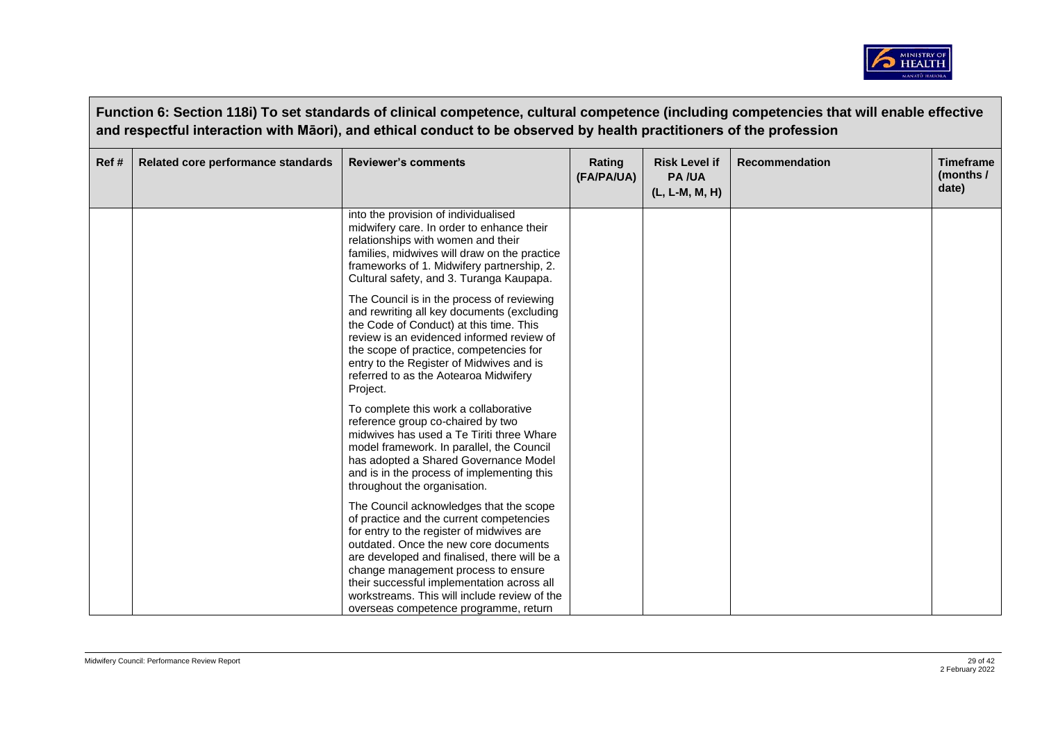**Function 6: Section 118i) To set standards of clinical competence, cultural competence (including competencies that will enable effective and respectful interaction with Māori), and ethical conduct to be observed by health practitioners of the profession**

| Ref # | Related core performance standards | Reviewer's comments | Rating (FA/PA/UA) | Risk Level if PA /UA (L, L-M, M, H) | Recommendation | Timeframe (months / date) |
|---|---|---|---|---|---|---|
| | | into the provision of individualised midwifery care. In order to enhance their relationships with women and their families, midwives will draw on the practice frameworks of 1. Midwifery partnership, 2. Cultural safety, and 3. Turanga Kaupapa.<br><br>The Council is in the process of reviewing and rewriting all key documents (excluding the Code of Conduct) at this time. This review is an evidenced informed review of the scope of practice, competencies for entry to the Register of Midwives and is referred to as the Aotearoa Midwifery Project.<br><br>To complete this work a collaborative reference group co-chaired by two midwives has used a Te Tiriti three Whare model framework. In parallel, the Council has adopted a Shared Governance Model and is in the process of implementing this throughout the organisation.<br><br>The Council acknowledges that the scope of practice and the current competencies for entry to the register of midwives are outdated. Once the new core documents are developed and finalised, there will be a change management process to ensure their successful implementation across all workstreams. This will include review of the overseas competence programme, return | | | | |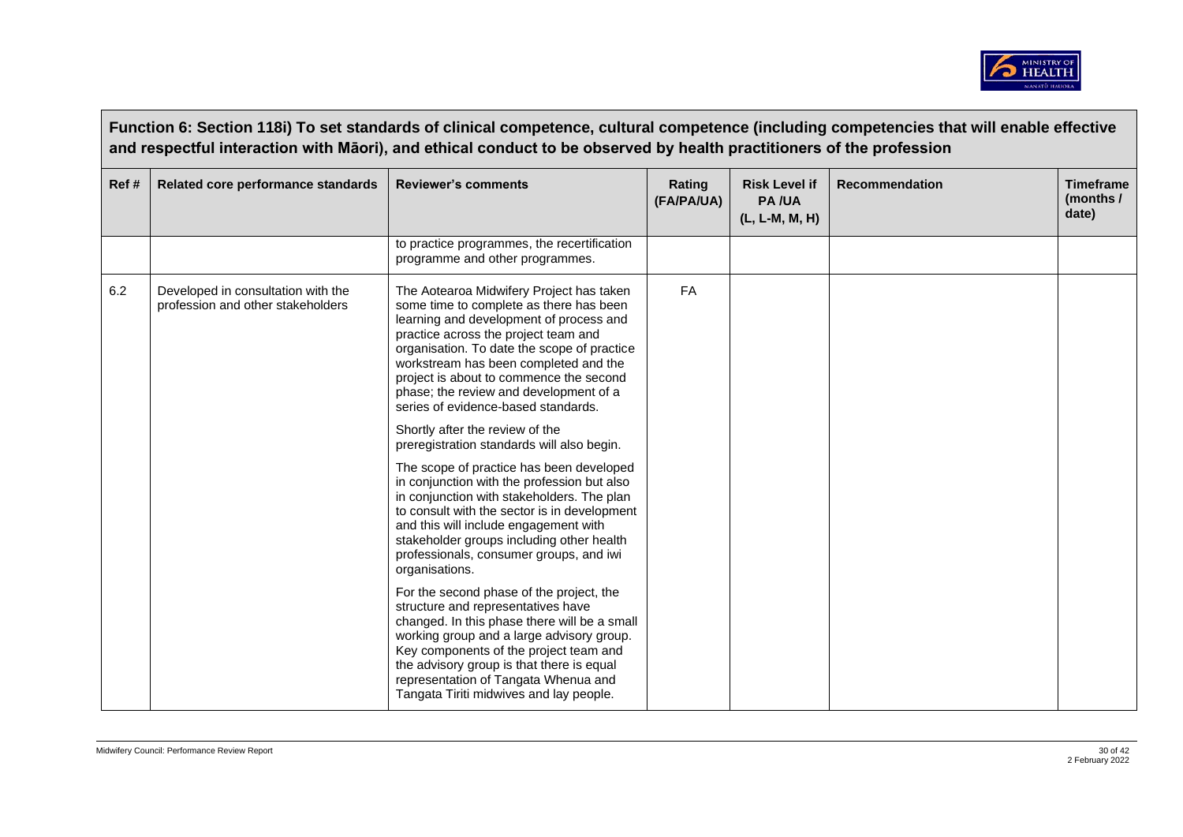**Function 6: Section 118i) To set standards of clinical competence, cultural competence (including competencies that will enable effective and respectful interaction with Māori), and ethical conduct to be observed by health practitioners of the profession**

| Ref # | Related core performance standards | Reviewer's comments | Rating (FA/PA/UA) | Risk Level if PA /UA (L, L-M, M, H) | Recommendation | Timeframe (months / date) |
|---|---|---|---|---|---|---|
| | | to practice programmes, the recertification programme and other programmes. | | | | |
| 6.2 | Developed in consultation with the profession and other stakeholders | The Aotearoa Midwifery Project has taken some time to complete as there has been learning and development of process and practice across the project team and organisation. To date the scope of practice workstream has been completed and the project is about to commence the second phase; the review and development of a series of evidence-based standards.<br><br>Shortly after the review of the preregistration standards will also begin.<br><br>The scope of practice has been developed in conjunction with the profession but also in conjunction with stakeholders. The plan to consult with the sector is in development and this will include engagement with stakeholder groups including other health professionals, consumer groups, and iwi organisations.<br><br>For the second phase of the project, the structure and representatives have changed. In this phase there will be a small working group and a large advisory group. Key components of the project team and the advisory group is that there is equal representation of Tangata Whenua and Tangata Tiriti midwives and lay people. | FA | | | |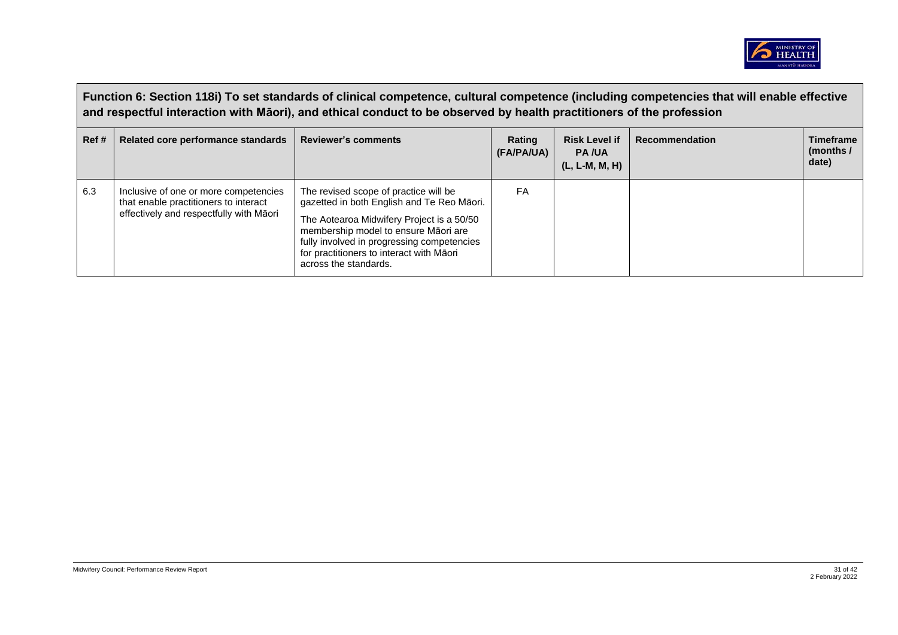**Function 6: Section 118i) To set standards of clinical competence, cultural competence (including competencies that will enable effective and respectful interaction with Māori), and ethical conduct to be observed by health practitioners of the profession**

| Ref # | Related core performance standards | Reviewer's comments | Rating (FA/PA/UA) | Risk Level if PA /UA (L, L-M, M, H) | Recommendation | Timeframe (months / date) |
|---|---|---|---|---|---|---|
| 6.3 | Inclusive of one or more competencies that enable practitioners to interact effectively and respectfully with Māori | The revised scope of practice will be gazetted in both English and Te Reo Māori.<br><br>The Aotearoa Midwifery Project is a 50/50 membership model to ensure Māori are fully involved in progressing competencies for practitioners to interact with Māori across the standards. | FA | | | |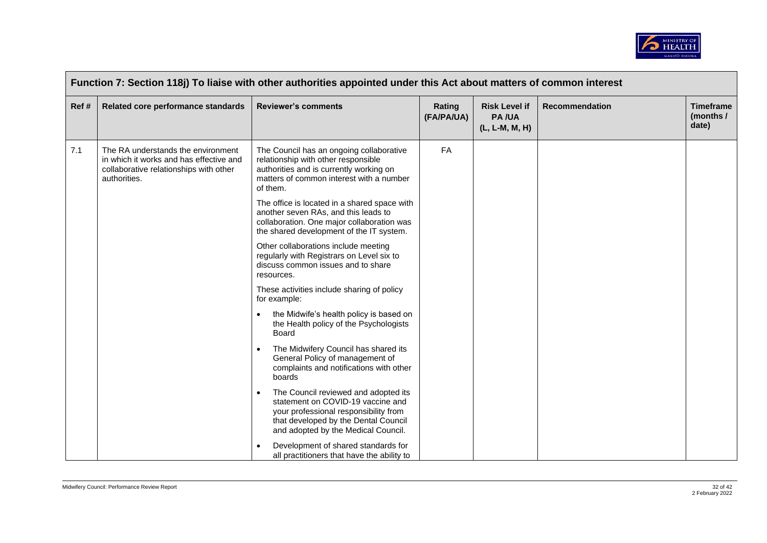| Function 7: Section 118j) To liaise with other authorities appointed under this Act about matters of common interest | | | | | | |
|---|---|---|---|---|---|---|
| **Ref #** | **Related core performance standards** | **Reviewer's comments** | **Rating (FA/PA/UA)** | **Risk Level if PA /UA (L, L-M, M, H)** | **Recommendation** | **Timeframe (months / date)** |
| 7.1 | The RA understands the environment in which it works and has effective and collaborative relationships with other authorities. | The Council has an ongoing collaborative relationship with other responsible authorities and is currently working on matters of common interest with a number of them.<br><br>The office is located in a shared space with another seven RAs, and this leads to collaboration. One major collaboration was the shared development of the IT system.<br><br>Other collaborations include meeting regularly with Registrars on Level six to discuss common issues and to share resources.<br><br>These activities include sharing of policy for example:<br><br>• the Midwife's health policy is based on the Health policy of the Psychologists Board<br><br>• The Midwifery Council has shared its General Policy of management of complaints and notifications with other boards<br><br>• The Council reviewed and adopted its statement on COVID-19 vaccine and your professional responsibility from that developed by the Dental Council and adopted by the Medical Council.<br><br>• Development of shared standards for all practitioners that have the ability to | FA | | | |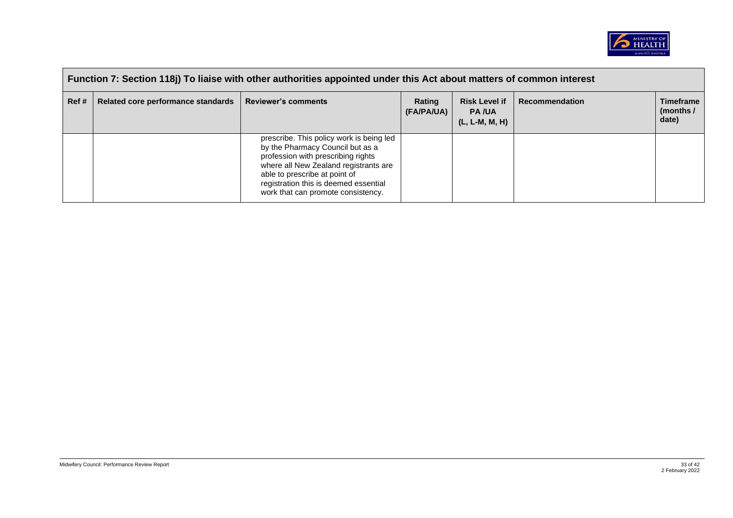| Function 7: Section 118j) To liaise with other authorities appointed under this Act about matters of common interest | | | | | | |
|---|---|---|---|---|---|---|
| **Ref #** | **Related core performance standards** | **Reviewer's comments** | **Rating (FA/PA/UA)** | **Risk Level if PA /UA (L, L-M, M, H)** | **Recommendation** | **Timeframe (months / date)** |
| | | prescribe. This policy work is being led by the Pharmacy Council but as a profession with prescribing rights where all New Zealand registrants are able to prescribe at point of registration this is deemed essential work that can promote consistency. | | | | |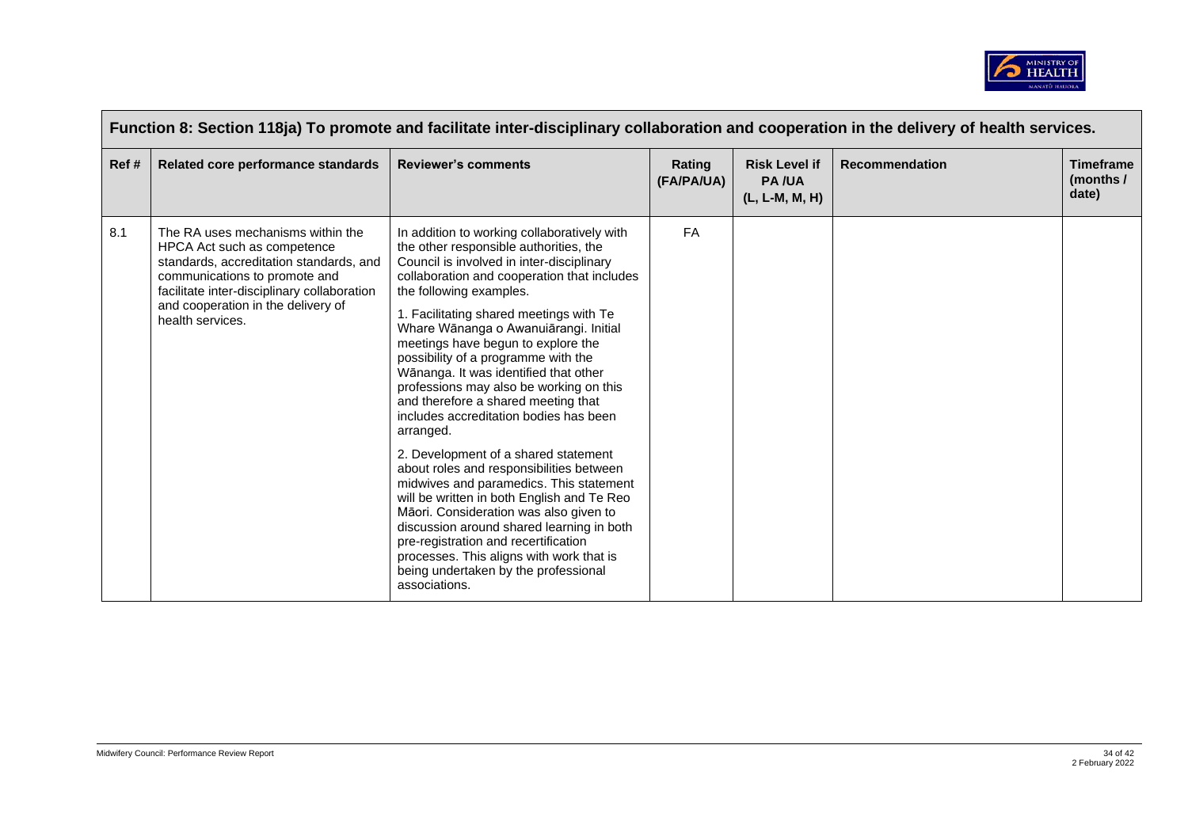| Function 8: Section 118ja) To promote and facilitate inter-disciplinary collaboration and cooperation in the delivery of health services. | | | | | | |
|---|---|---|---|---|---|---|
| **Ref #** | **Related core performance standards** | **Reviewer's comments** | **Rating (FA/PA/UA)** | **Risk Level if PA /UA (L, L-M, M, H)** | **Recommendation** | **Timeframe (months / date)** |
| 8.1 | The RA uses mechanisms within the HPCA Act such as competence standards, accreditation standards, and communications to promote and facilitate inter-disciplinary collaboration and cooperation in the delivery of health services. | In addition to working collaboratively with the other responsible authorities, the Council is involved in inter-disciplinary collaboration and cooperation that includes the following examples.<br><br>1. Facilitating shared meetings with Te Whare Wānanga o Awanuiārangi. Initial meetings have begun to explore the possibility of a programme with the Wānanga. It was identified that other professions may also be working on this and therefore a shared meeting that includes accreditation bodies has been arranged.<br><br>2. Development of a shared statement about roles and responsibilities between midwives and paramedics. This statement will be written in both English and Te Reo Māori. Consideration was also given to discussion around shared learning in both pre-registration and recertification processes. This aligns with work that is being undertaken by the professional associations. | FA | | | |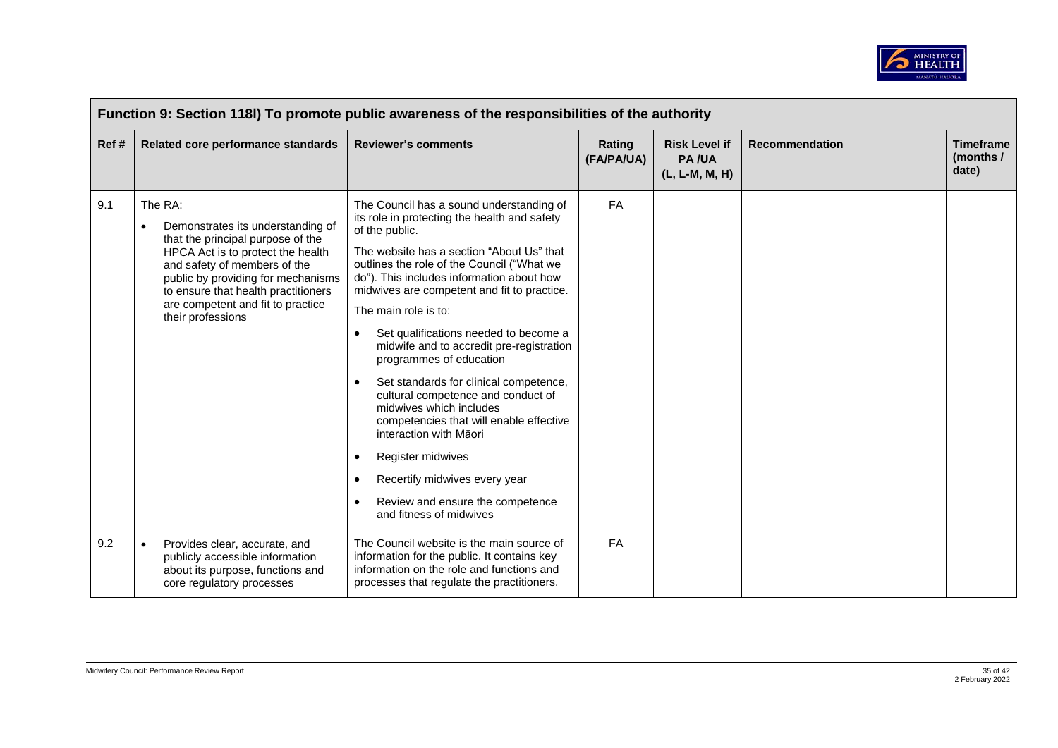| Function 9: Section 118l) To promote public awareness of the responsibilities of the authority | | | | | | |
|---|---|---|---|---|---|---|
| **Ref #** | **Related core performance standards** | **Reviewer's comments** | **Rating (FA/PA/UA)** | **Risk Level if PA /UA (L, L-M, M, H)** | **Recommendation** | **Timeframe (months / date)** |
| 9.1 | The RA:<br>• Demonstrates its understanding of that the principal purpose of the HPCA Act is to protect the health and safety of members of the public by providing for mechanisms to ensure that health practitioners are competent and fit to practice their professions | The Council has a sound understanding of its role in protecting the health and safety of the public.<br>The website has a section "About Us" that outlines the role of the Council ("What we do"). This includes information about how midwives are competent and fit to practice.<br>The main role is to:<br>• Set qualifications needed to become a midwife and to accredit pre-registration programmes of education<br>• Set standards for clinical competence, cultural competence and conduct of midwives which includes competencies that will enable effective interaction with Māori<br>• Register midwives<br>• Recertify midwives every year<br>• Review and ensure the competence and fitness of midwives | FA | | | |
| 9.2 | • Provides clear, accurate, and publicly accessible information about its purpose, functions and core regulatory processes | The Council website is the main source of information for the public. It contains key information on the role and functions and processes that regulate the practitioners. | FA | | | |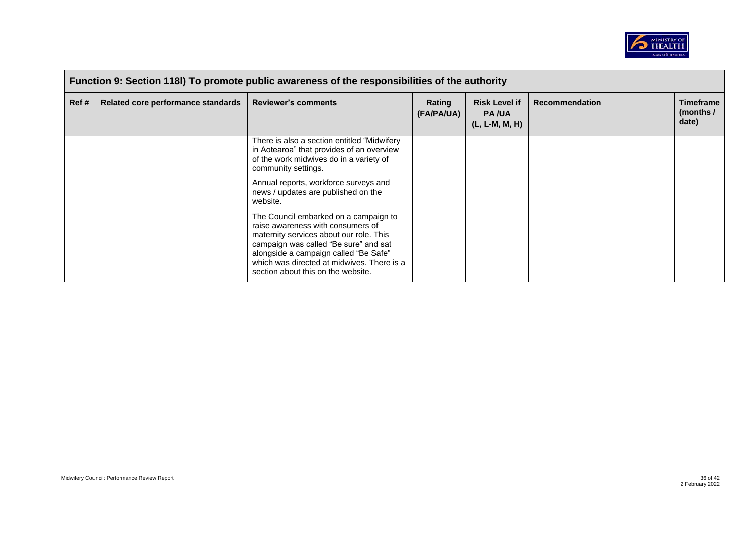| Function 9: Section 118l) To promote public awareness of the responsibilities of the authority | | | | | | |
|---|---|---|---|---|---|---|
| Ref # | Related core performance standards | Reviewer's comments | Rating (FA/PA/UA) | Risk Level if PA /UA (L, L-M, M, H) | Recommendation | Timeframe (months / date) |
| | | There is also a section entitled "Midwifery in Aotearoa" that provides of an overview of the work midwives do in a variety of community settings.<br><br>Annual reports, workforce surveys and news / updates are published on the website.<br><br>The Council embarked on a campaign to raise awareness with consumers of maternity services about our role. This campaign was called "Be sure" and sat alongside a campaign called "Be Safe" which was directed at midwives. There is a section about this on the website. | | | | |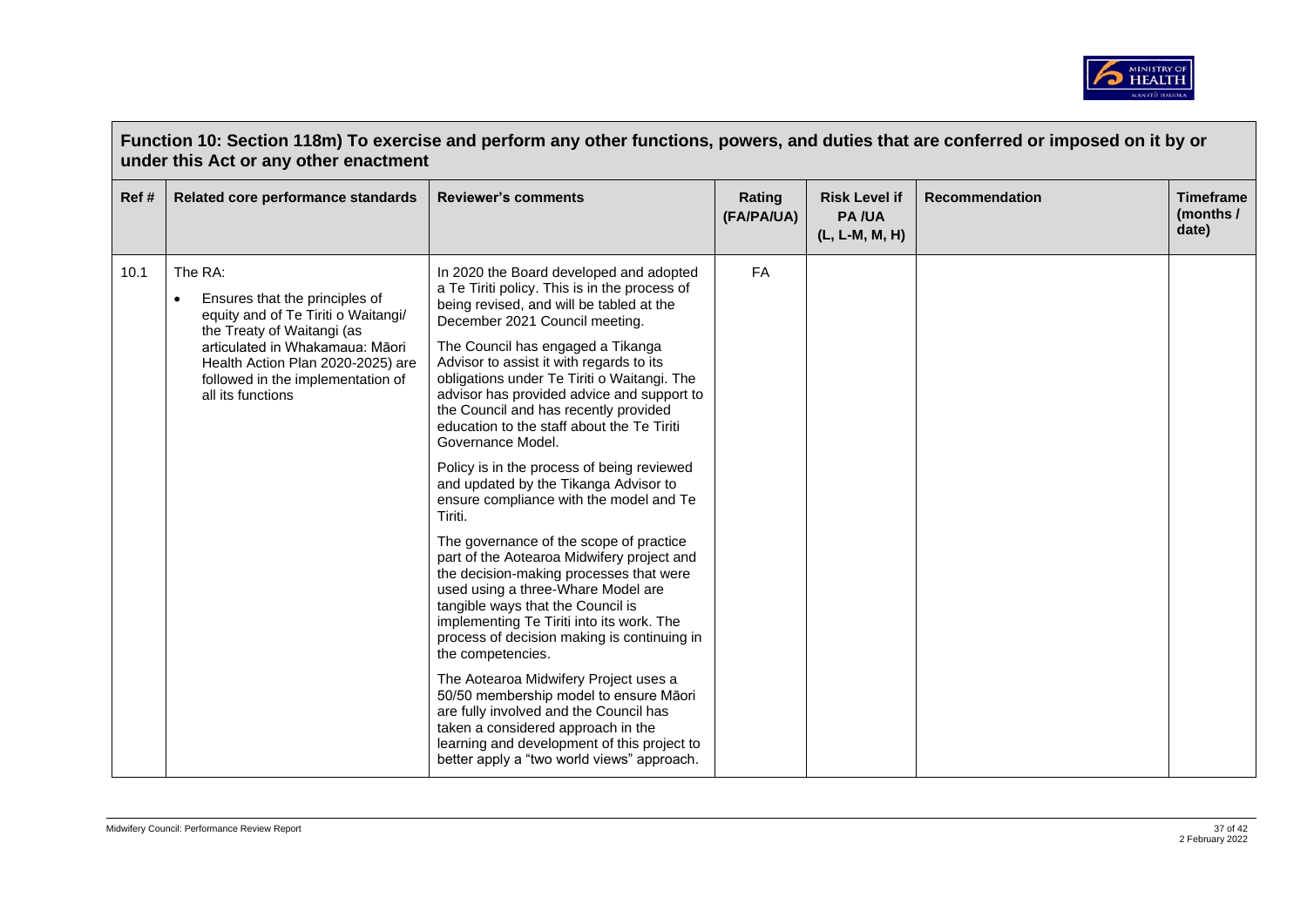## Function 10: Section 118m) To exercise and perform any other functions, powers, and duties that are conferred or imposed on it by or under this Act or any other enactment

| Ref # | Related core performance standards | Reviewer's comments | Rating (FA/PA/UA) | Risk Level if PA /UA (L, L-M, M, H) | Recommendation | Timeframe (months / date) |
|---|---|---|---|---|---|---|
| 10.1 | The RA:<br>• Ensures that the principles of equity and of Te Tiriti o Waitangi/ the Treaty of Waitangi (as articulated in Whakamaua: Māori Health Action Plan 2020-2025) are followed in the implementation of all its functions | In 2020 the Board developed and adopted a Te Tiriti policy. This is in the process of being revised, and will be tabled at the December 2021 Council meeting.<br><br>The Council has engaged a Tikanga Advisor to assist it with regards to its obligations under Te Tiriti o Waitangi. The advisor has provided advice and support to the Council and has recently provided education to the staff about the Te Tiriti Governance Model.<br><br>Policy is in the process of being reviewed and updated by the Tikanga Advisor to ensure compliance with the model and Te Tiriti.<br><br>The governance of the scope of practice part of the Aotearoa Midwifery project and the decision-making processes that were used using a three-Whare Model are tangible ways that the Council is implementing Te Tiriti into its work. The process of decision making is continuing in the competencies.<br><br>The Aotearoa Midwifery Project uses a 50/50 membership model to ensure Māori are fully involved and the Council has taken a considered approach in the learning and development of this project to better apply a "two world views" approach. | FA | | | |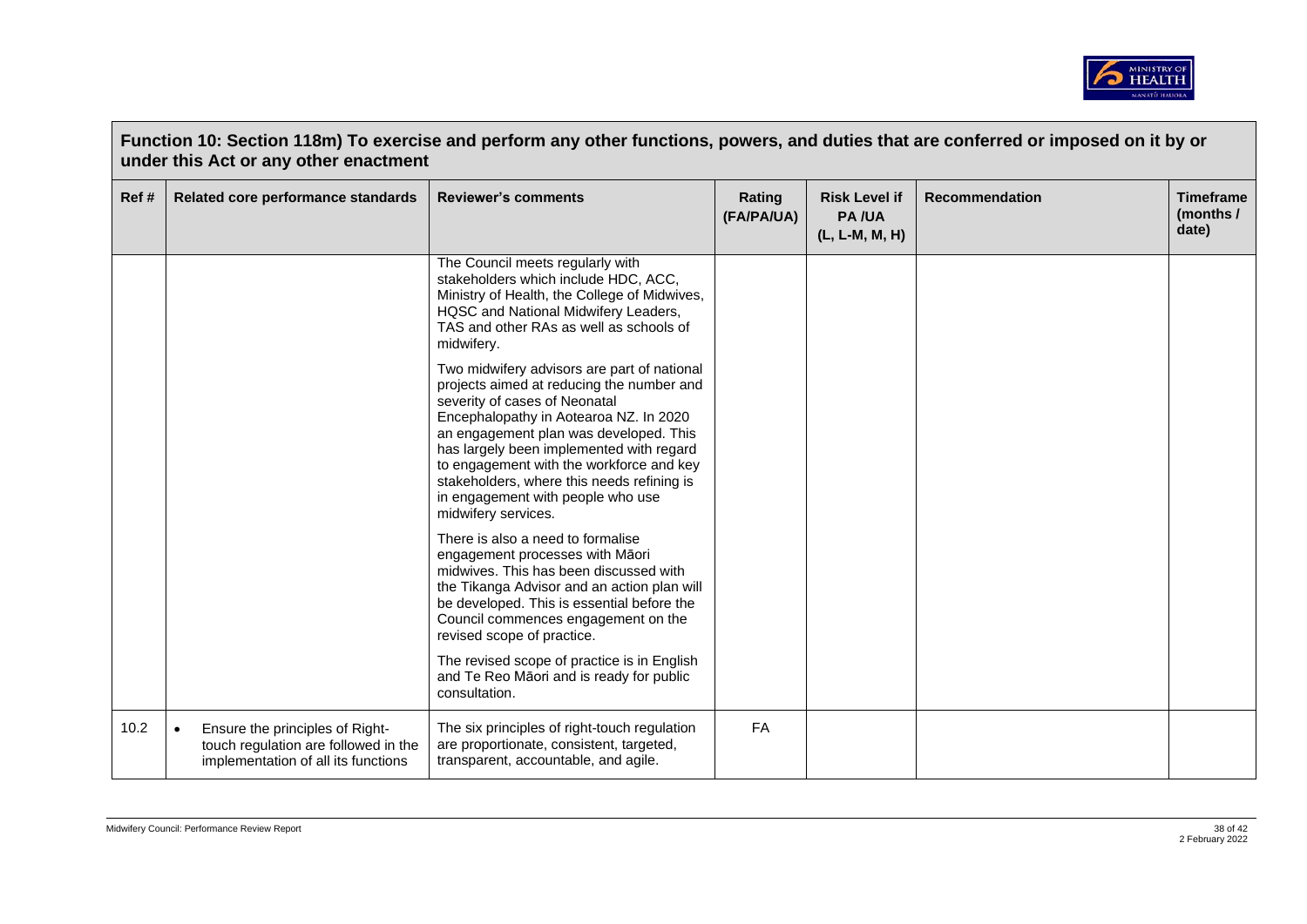## Function 10: Section 118m) To exercise and perform any other functions, powers, and duties that are conferred or imposed on it by or under this Act or any other enactment

| Ref # | Related core performance standards | Reviewer's comments | Rating (FA/PA/UA) | Risk Level if PA /UA (L, L-M, M, H) | Recommendation | Timeframe (months / date) |
|---|---|---|---|---|---|---|
| | | The Council meets regularly with stakeholders which include HDC, ACC, Ministry of Health, the College of Midwives, HQSC and National Midwifery Leaders, TAS and other RAs as well as schools of midwifery.<br><br>Two midwifery advisors are part of national projects aimed at reducing the number and severity of cases of Neonatal Encephalopathy in Aotearoa NZ. In 2020 an engagement plan was developed. This has largely been implemented with regard to engagement with the workforce and key stakeholders, where this needs refining is in engagement with people who use midwifery services.<br><br>There is also a need to formalise engagement processes with Māori midwives. This has been discussed with the Tikanga Advisor and an action plan will be developed. This is essential before the Council commences engagement on the revised scope of practice.<br><br>The revised scope of practice is in English and Te Reo Māori and is ready for public consultation. | | | | |
| 10.2 | • Ensure the principles of Right-touch regulation are followed in the implementation of all its functions | The six principles of right-touch regulation are proportionate, consistent, targeted, transparent, accountable, and agile. | FA | | | |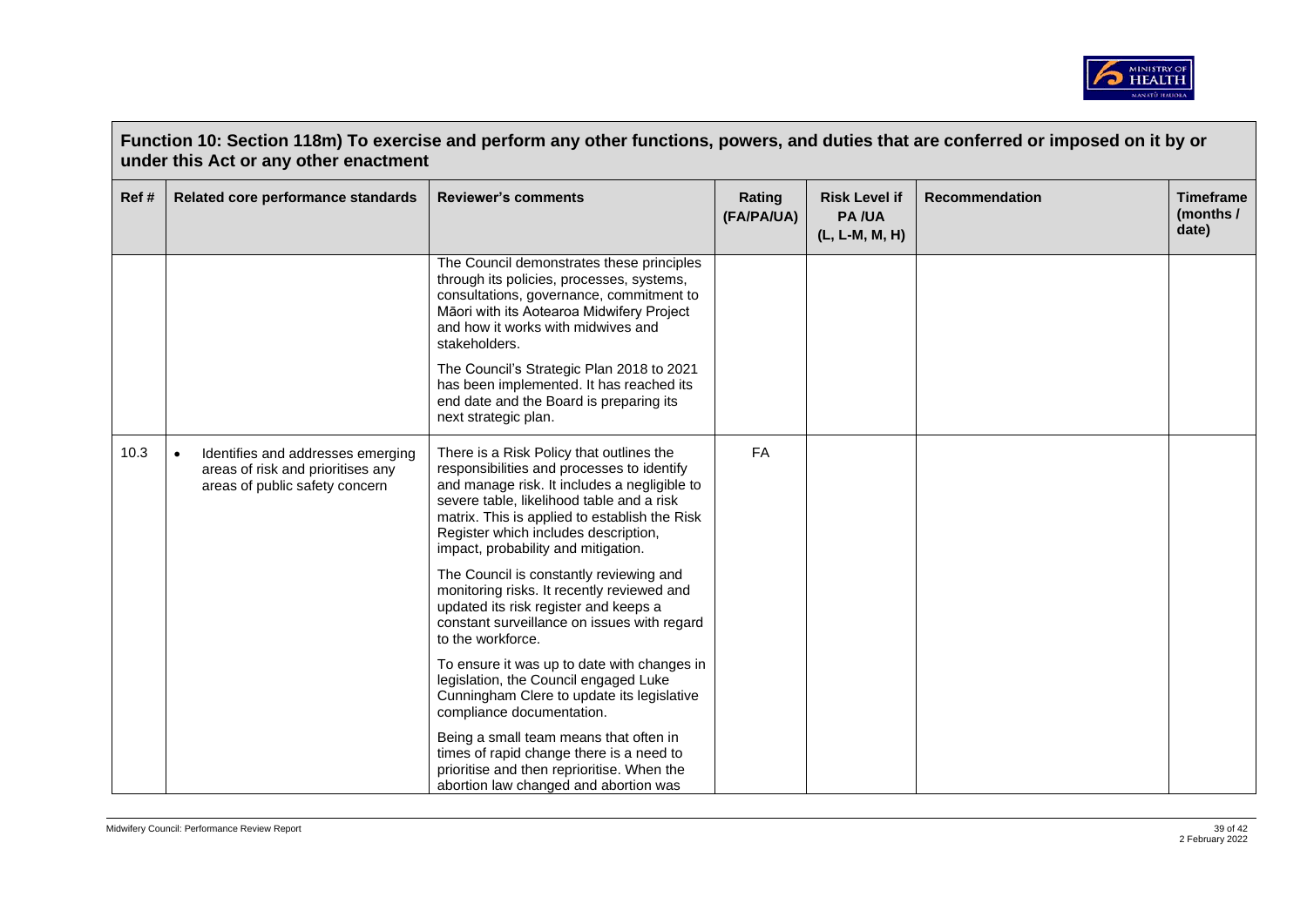## Function 10: Section 118m) To exercise and perform any other functions, powers, and duties that are conferred or imposed on it by or under this Act or any other enactment

| Ref # | Related core performance standards | Reviewer's comments | Rating (FA/PA/UA) | Risk Level if PA /UA (L, L-M, M, H) | Recommendation | Timeframe (months / date) |
|---|---|---|---|---|---|---|
| | | The Council demonstrates these principles through its policies, processes, systems, consultations, governance, commitment to Māori with its Aotearoa Midwifery Project and how it works with midwives and stakeholders.<br><br>The Council's Strategic Plan 2018 to 2021 has been implemented. It has reached its end date and the Board is preparing its next strategic plan. | | | | |
| 10.3 | • Identifies and addresses emerging areas of risk and prioritises any areas of public safety concern | There is a Risk Policy that outlines the responsibilities and processes to identify and manage risk. It includes a negligible to severe table, likelihood table and a risk matrix. This is applied to establish the Risk Register which includes description, impact, probability and mitigation.<br><br>The Council is constantly reviewing and monitoring risks. It recently reviewed and updated its risk register and keeps a constant surveillance on issues with regard to the workforce.<br><br>To ensure it was up to date with changes in legislation, the Council engaged Luke Cunningham Clere to update its legislative compliance documentation.<br><br>Being a small team means that often in times of rapid change there is a need to prioritise and then reprioritise. When the abortion law changed and abortion was | FA | | | |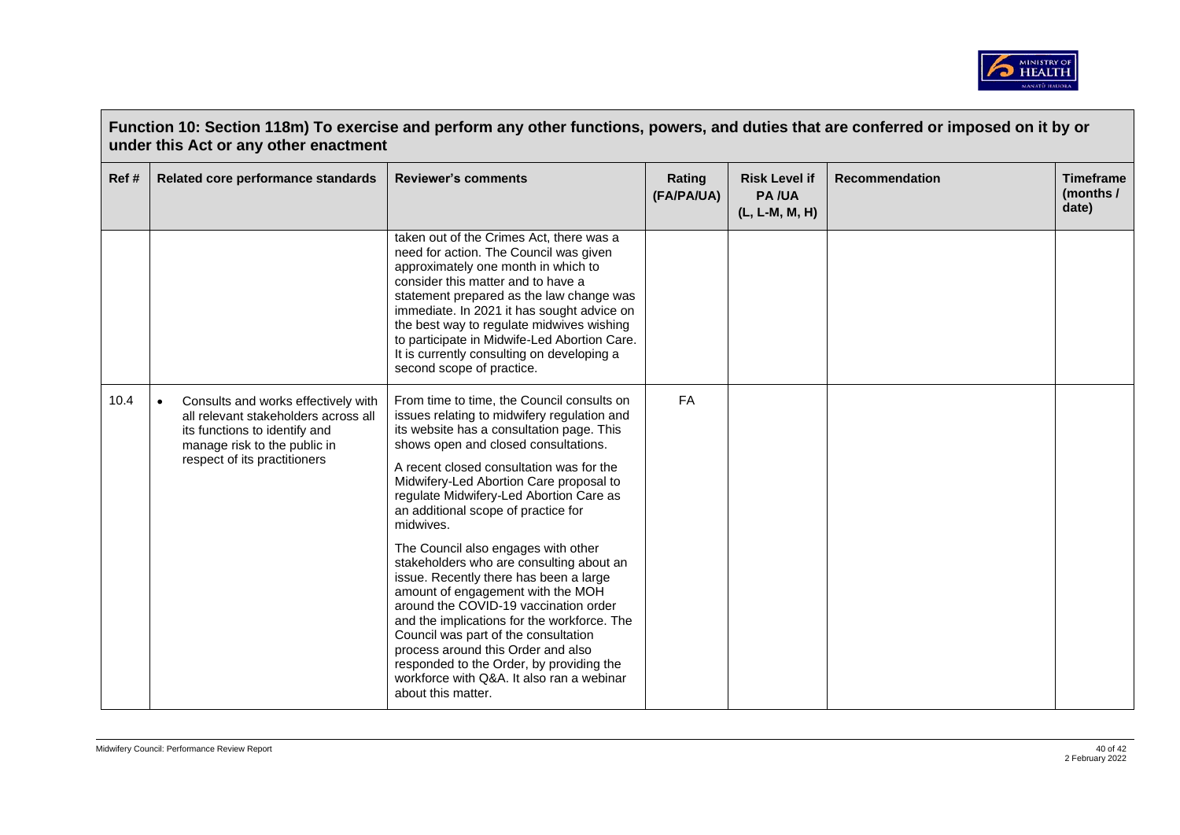## Function 10: Section 118m) To exercise and perform any other functions, powers, and duties that are conferred or imposed on it by or under this Act or any other enactment

| Ref # | Related core performance standards | Reviewer's comments | Rating (FA/PA/UA) | Risk Level if PA /UA (L, L-M, M, H) | Recommendation | Timeframe (months / date) |
|---|---|---|---|---|---|---|
| | | taken out of the Crimes Act, there was a need for action. The Council was given approximately one month in which to consider this matter and to have a statement prepared as the law change was immediate. In 2021 it has sought advice on the best way to regulate midwives wishing to participate in Midwife-Led Abortion Care. It is currently consulting on developing a second scope of practice. | | | | |
| 10.4 | • Consults and works effectively with all relevant stakeholders across all its functions to identify and manage risk to the public in respect of its practitioners | From time to time, the Council consults on issues relating to midwifery regulation and its website has a consultation page. This shows open and closed consultations.<br><br>A recent closed consultation was for the Midwifery-Led Abortion Care proposal to regulate Midwifery-Led Abortion Care as an additional scope of practice for midwives.<br><br>The Council also engages with other stakeholders who are consulting about an issue. Recently there has been a large amount of engagement with the MOH around the COVID-19 vaccination order and the implications for the workforce. The Council was part of the consultation process around this Order and also responded to the Order, by providing the workforce with Q&A. It also ran a webinar about this matter. | FA | | | |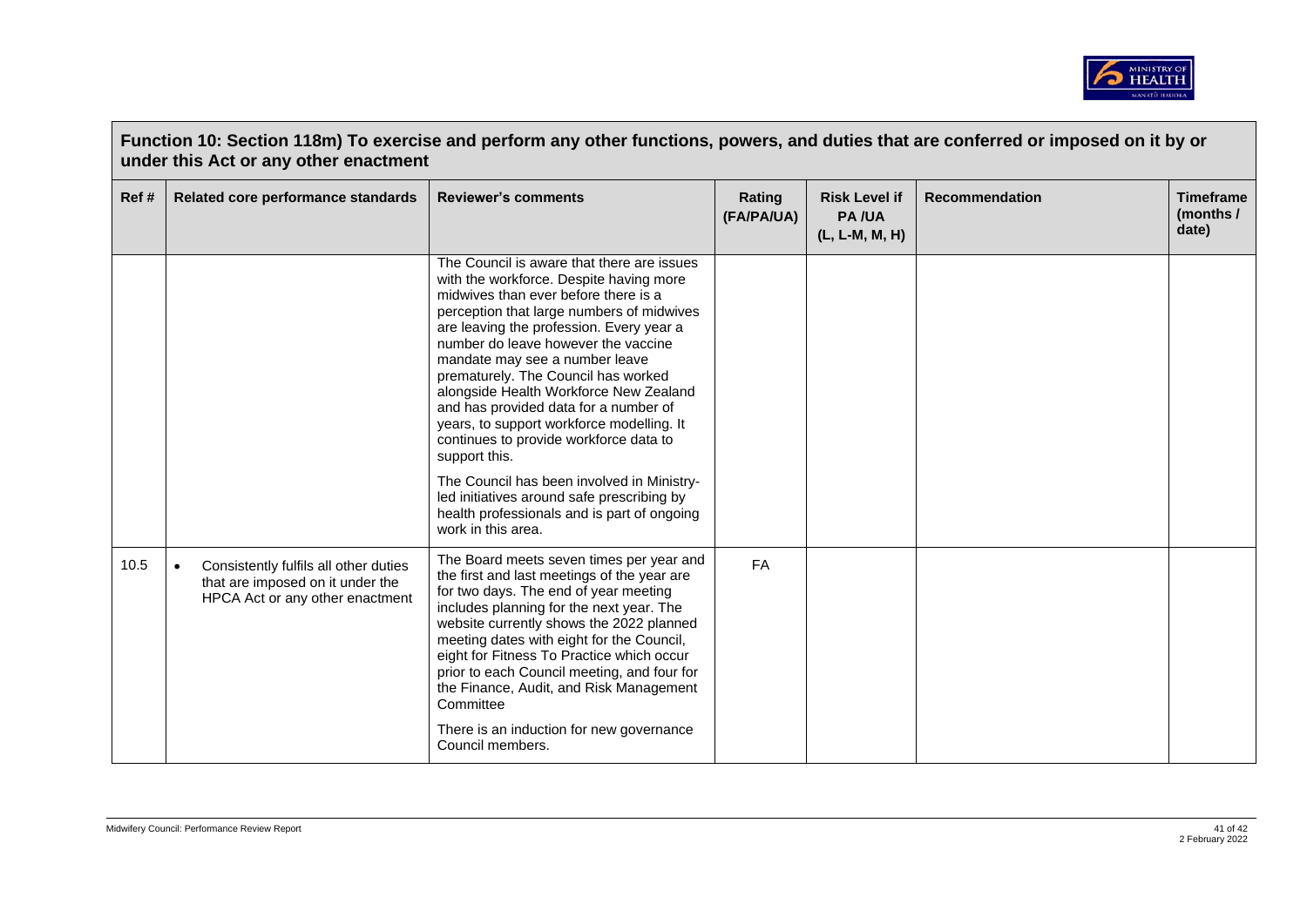## Function 10: Section 118m) To exercise and perform any other functions, powers, and duties that are conferred or imposed on it by or under this Act or any other enactment

| Ref # | Related core performance standards | Reviewer's comments | Rating (FA/PA/UA) | Risk Level if PA /UA (L, L-M, M, H) | Recommendation | Timeframe (months / date) |
|---|---|---|---|---|---|---|
| | | The Council is aware that there are issues with the workforce. Despite having more midwives than ever before there is a perception that large numbers of midwives are leaving the profession. Every year a number do leave however the vaccine mandate may see a number leave prematurely. The Council has worked alongside Health Workforce New Zealand and has provided data for a number of years, to support workforce modelling. It continues to provide workforce data to support this.<br><br>The Council has been involved in Ministry-led initiatives around safe prescribing by health professionals and is part of ongoing work in this area. | | | | |
| 10.5 | • Consistently fulfils all other duties that are imposed on it under the HPCA Act or any other enactment | The Board meets seven times per year and the first and last meetings of the year are for two days. The end of year meeting includes planning for the next year. The website currently shows the 2022 planned meeting dates with eight for the Council, eight for Fitness To Practice which occur prior to each Council meeting, and four for the Finance, Audit, and Risk Management Committee<br><br>There is an induction for new governance Council members. | FA | | | |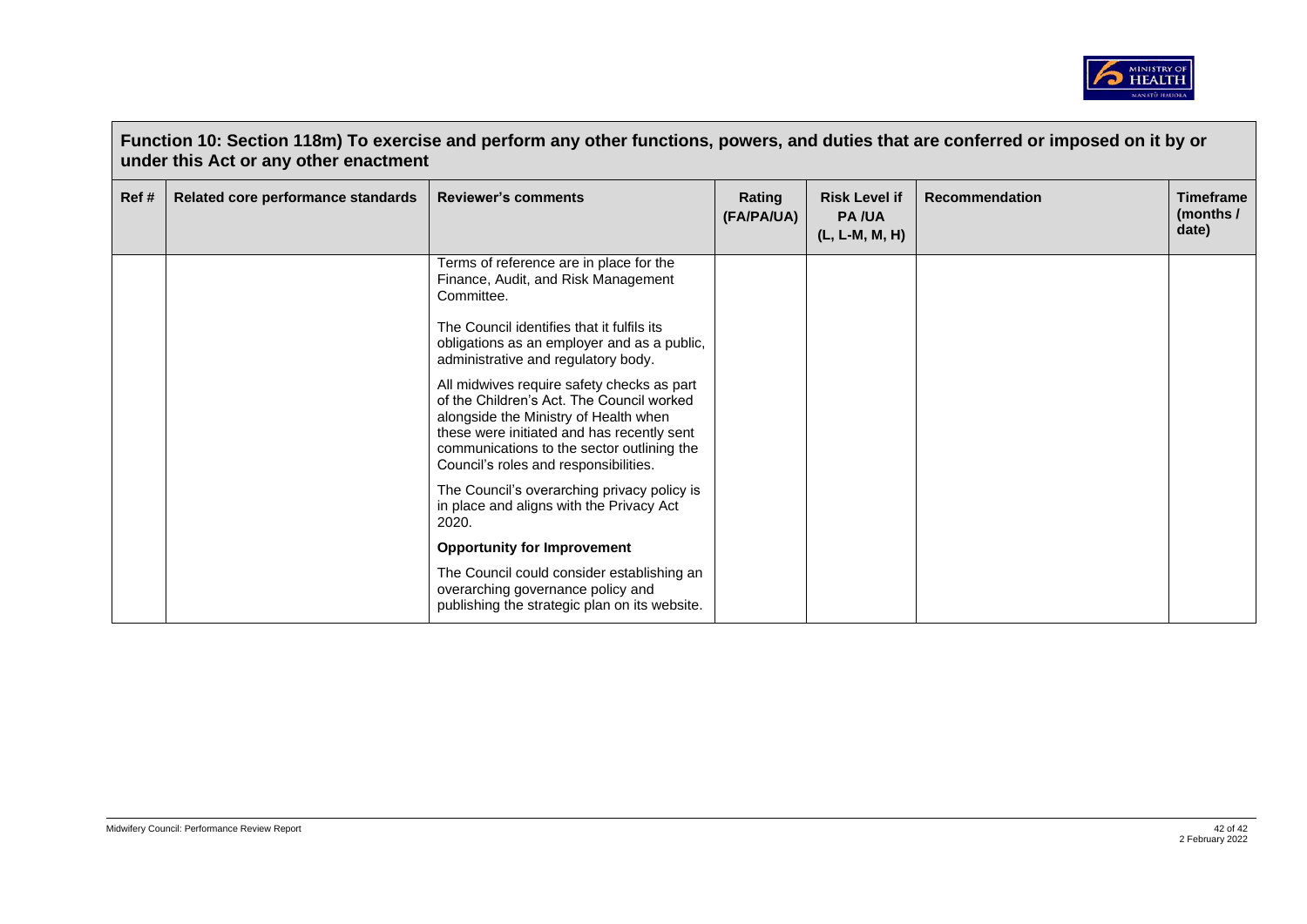## Function 10: Section 118m) To exercise and perform any other functions, powers, and duties that are conferred or imposed on it by or under this Act or any other enactment

| Ref # | Related core performance standards | Reviewer's comments | Rating (FA/PA/UA) | Risk Level if PA /UA (L, L-M, M, H) | Recommendation | Timeframe (months / date) |
|---|---|---|---|---|---|---|
| | | Terms of reference are in place for the Finance, Audit, and Risk Management Committee.<br><br>The Council identifies that it fulfils its obligations as an employer and as a public, administrative and regulatory body.<br><br>All midwives require safety checks as part of the Children's Act. The Council worked alongside the Ministry of Health when these were initiated and has recently sent communications to the sector outlining the Council's roles and responsibilities.<br><br>The Council's overarching privacy policy is in place and aligns with the Privacy Act 2020.<br><br>**Opportunity for Improvement**<br><br>The Council could consider establishing an overarching governance policy and publishing the strategic plan on its website. | | | | |